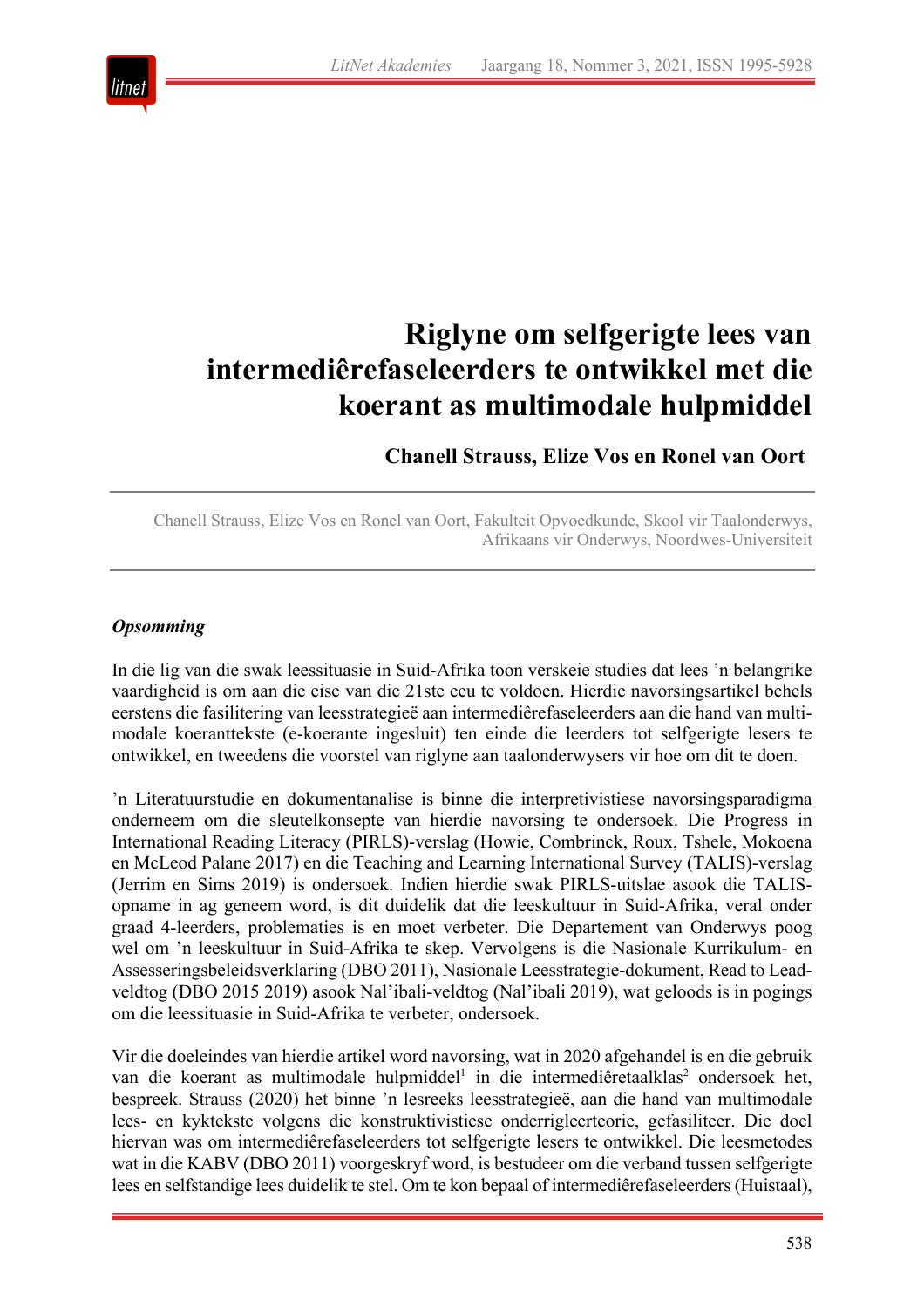# Riglyne om selfgerigte lees van intermediêrefaseleerders te ontwikkel met die koerant as multimodale hulpmiddel

**Chanell Strauss, Elize Vos en Ronel van Oort**

Chanell Strauss, Elize Vos en Ronel van Oort, Fakulteit Opvoedkunde, Skool vir Taalonderwys, Afrikaans vir Onderwys, Noordwes-Universiteit

***Opsomming***

In die lig van die swak leessituasie in Suid-Afrika toon verskeie studies dat lees 'n belangrike vaardigheid is om aan die eise van die 21ste eeu te voldoen. Hierdie navorsingsartikel behels eerstens die fasilitering van leesstrategieë aan intermediêrefaseleerders aan die hand van multimodale koeranttekste (e-koerante ingesluit) ten einde die leerders tot selfgerigte lesers te ontwikkel, en tweedens die voorstel van riglyne aan taalonderwysers vir hoe om dit te doen.

'n Literatuurstudie en dokumentanalise is binne die interpretivistiese navorsingsparadigma onderneem om die sleutelkonsepte van hierdie navorsing te ondersoek. Die Progress in International Reading Literacy (PIRLS)-verslag (Howie, Combrinck, Roux, Tshele, Mokoena en McLeod Palane 2017) en die Teaching and Learning International Survey (TALIS)-verslag (Jerrim en Sims 2019) is ondersoek. Indien hierdie swak PIRLS-uitslae asook die TALIS-opname in ag geneem word, is dit duidelik dat die leeskultuur in Suid-Afrika, veral onder graad 4-leerders, problematies is en moet verbeter. Die Departement van Onderwys poog wel om 'n leeskultuur in Suid-Afrika te skep. Vervolgens is die Nasionale Kurrikulum- en Assesseringsbeleidsverklaring (DBO 2011), Nasionale Leesstrategie-dokument, Read to Lead-veldtog (DBO 2015 2019) asook Nal'ibali-veldtog (Nal'ibali 2019), wat geloods is in pogings om die leessituasie in Suid-Afrika te verbeter, ondersoek.

Vir die doeleindes van hierdie artikel word navorsing, wat in 2020 afgehandel is en die gebruik van die koerant as multimodale hulpmiddel[1] in die intermediêretaalklas[2] ondersoek het, bespreek. Strauss (2020) het binne 'n lesreeks leesstrategieë, aan die hand van multimodale lees- en kyktekste volgens die konstruktivistiese onderrigleerteorie, gefasiliteer. Die doel hiervan was om intermediêrefaseleerders tot selfgerigte lesers te ontwikkel. Die leesmetodes wat in die KABV (DBO 2011) voorgeskryf word, is bestudeer om die verband tussen selfgerigte lees en selfstandige lees duidelik te stel. Om te kon bepaal of intermediêrefaseleerders (Huistaal),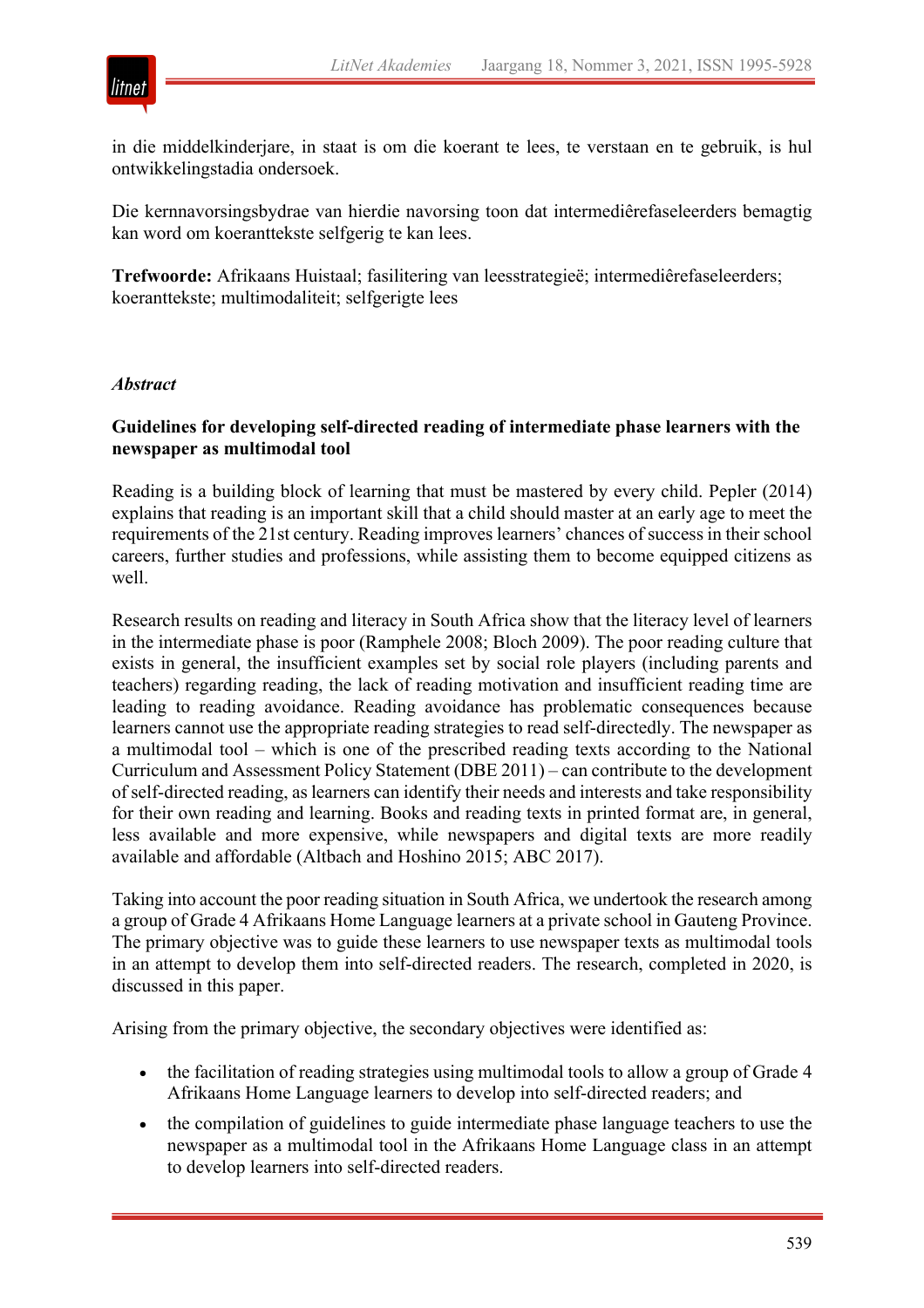in die middelkinderjare, in staat is om die koerant te lees, te verstaan en te gebruik, is hul ontwikkelingstadia ondersoek.

Die kernnavorsingsbydrae van hierdie navorsing toon dat intermediêrefaseleerders bemagtig kan word om koeranttekste selfgerig te kan lees.

**Trefwoorde:** Afrikaans Huistaal; fasilitering van leesstrategieë; intermediêrefaseleerders; koeranttekste; multimodaliteit; selfgerigte lees

*Abstract*

**Guidelines for developing self-directed reading of intermediate phase learners with the newspaper as multimodal tool**

Reading is a building block of learning that must be mastered by every child. Pepler (2014) explains that reading is an important skill that a child should master at an early age to meet the requirements of the 21st century. Reading improves learners' chances of success in their school careers, further studies and professions, while assisting them to become equipped citizens as well.

Research results on reading and literacy in South Africa show that the literacy level of learners in the intermediate phase is poor (Ramphele 2008; Bloch 2009). The poor reading culture that exists in general, the insufficient examples set by social role players (including parents and teachers) regarding reading, the lack of reading motivation and insufficient reading time are leading to reading avoidance. Reading avoidance has problematic consequences because learners cannot use the appropriate reading strategies to read self-directedly. The newspaper as a multimodal tool – which is one of the prescribed reading texts according to the National Curriculum and Assessment Policy Statement (DBE 2011) – can contribute to the development of self-directed reading, as learners can identify their needs and interests and take responsibility for their own reading and learning. Books and reading texts in printed format are, in general, less available and more expensive, while newspapers and digital texts are more readily available and affordable (Altbach and Hoshino 2015; ABC 2017).

Taking into account the poor reading situation in South Africa, we undertook the research among a group of Grade 4 Afrikaans Home Language learners at a private school in Gauteng Province. The primary objective was to guide these learners to use newspaper texts as multimodal tools in an attempt to develop them into self-directed readers. The research, completed in 2020, is discussed in this paper.

Arising from the primary objective, the secondary objectives were identified as:

- the facilitation of reading strategies using multimodal tools to allow a group of Grade 4 Afrikaans Home Language learners to develop into self-directed readers; and
- the compilation of guidelines to guide intermediate phase language teachers to use the newspaper as a multimodal tool in the Afrikaans Home Language class in an attempt to develop learners into self-directed readers.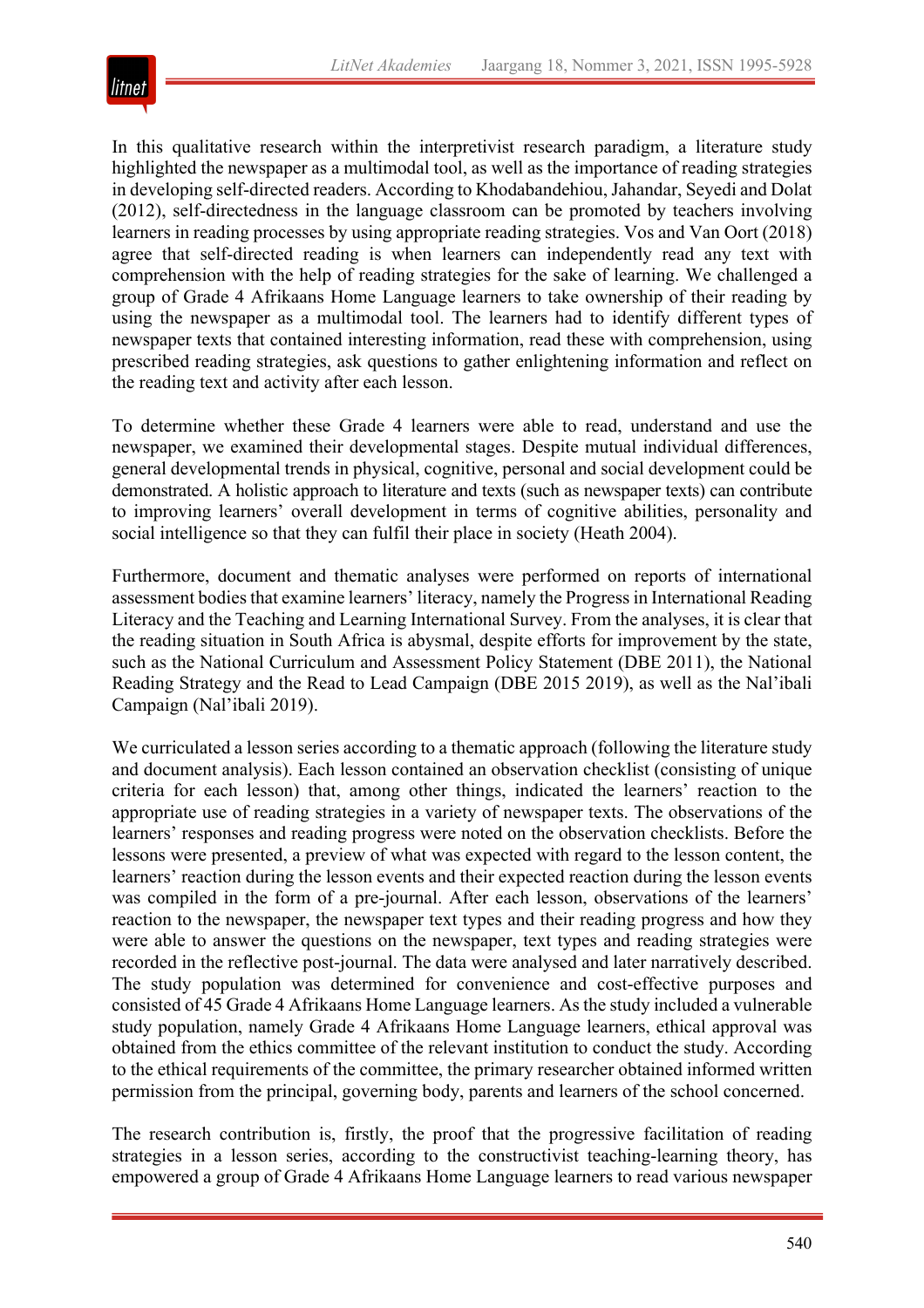In this qualitative research within the interpretivist research paradigm, a literature study highlighted the newspaper as a multimodal tool, as well as the importance of reading strategies in developing self-directed readers. According to Khodabandehiou, Jahandar, Seyedi and Dolat (2012), self-directedness in the language classroom can be promoted by teachers involving learners in reading processes by using appropriate reading strategies. Vos and Van Oort (2018) agree that self-directed reading is when learners can independently read any text with comprehension with the help of reading strategies for the sake of learning. We challenged a group of Grade 4 Afrikaans Home Language learners to take ownership of their reading by using the newspaper as a multimodal tool. The learners had to identify different types of newspaper texts that contained interesting information, read these with comprehension, using prescribed reading strategies, ask questions to gather enlightening information and reflect on the reading text and activity after each lesson.

To determine whether these Grade 4 learners were able to read, understand and use the newspaper, we examined their developmental stages. Despite mutual individual differences, general developmental trends in physical, cognitive, personal and social development could be demonstrated. A holistic approach to literature and texts (such as newspaper texts) can contribute to improving learners' overall development in terms of cognitive abilities, personality and social intelligence so that they can fulfil their place in society (Heath 2004).

Furthermore, document and thematic analyses were performed on reports of international assessment bodies that examine learners' literacy, namely the Progress in International Reading Literacy and the Teaching and Learning International Survey. From the analyses, it is clear that the reading situation in South Africa is abysmal, despite efforts for improvement by the state, such as the National Curriculum and Assessment Policy Statement (DBE 2011), the National Reading Strategy and the Read to Lead Campaign (DBE 2015 2019), as well as the Nal'ibali Campaign (Nal'ibali 2019).

We curriculated a lesson series according to a thematic approach (following the literature study and document analysis). Each lesson contained an observation checklist (consisting of unique criteria for each lesson) that, among other things, indicated the learners' reaction to the appropriate use of reading strategies in a variety of newspaper texts. The observations of the learners' responses and reading progress were noted on the observation checklists. Before the lessons were presented, a preview of what was expected with regard to the lesson content, the learners' reaction during the lesson events and their expected reaction during the lesson events was compiled in the form of a pre-journal. After each lesson, observations of the learners' reaction to the newspaper, the newspaper text types and their reading progress and how they were able to answer the questions on the newspaper, text types and reading strategies were recorded in the reflective post-journal. The data were analysed and later narratively described. The study population was determined for convenience and cost-effective purposes and consisted of 45 Grade 4 Afrikaans Home Language learners. As the study included a vulnerable study population, namely Grade 4 Afrikaans Home Language learners, ethical approval was obtained from the ethics committee of the relevant institution to conduct the study. According to the ethical requirements of the committee, the primary researcher obtained informed written permission from the principal, governing body, parents and learners of the school concerned.

The research contribution is, firstly, the proof that the progressive facilitation of reading strategies in a lesson series, according to the constructivist teaching-learning theory, has empowered a group of Grade 4 Afrikaans Home Language learners to read various newspaper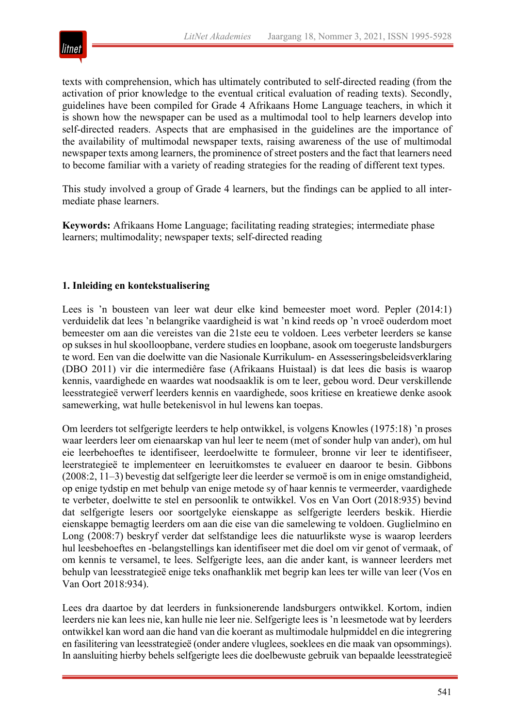texts with comprehension, which has ultimately contributed to self-directed reading (from the activation of prior knowledge to the eventual critical evaluation of reading texts). Secondly, guidelines have been compiled for Grade 4 Afrikaans Home Language teachers, in which it is shown how the newspaper can be used as a multimodal tool to help learners develop into self-directed readers. Aspects that are emphasised in the guidelines are the importance of the availability of multimodal newspaper texts, raising awareness of the use of multimodal newspaper texts among learners, the prominence of street posters and the fact that learners need to become familiar with a variety of reading strategies for the reading of different text types.

This study involved a group of Grade 4 learners, but the findings can be applied to all intermediate phase learners.

**Keywords:** Afrikaans Home Language; facilitating reading strategies; intermediate phase learners; multimodality; newspaper texts; self-directed reading

### 1. Inleiding en kontekstualisering

Lees is ’n bousteen van leer wat deur elke kind bemeester moet word. Pepler (2014:1) verduidelik dat lees ’n belangrike vaardigheid is wat ’n kind reeds op ’n vroeë ouderdom moet bemeester om aan die vereistes van die 21ste eeu te voldoen. Lees verbeter leerders se kanse op sukses in hul skoolloopbane, verdere studies en loopbane, asook om toegeruste landsburgers te word. Een van die doelwitte van die Nasionale Kurrikulum- en Assesseringsbeleidsverklaring (DBO 2011) vir die intermediêre fase (Afrikaans Huistaal) is dat lees die basis is waarop kennis, vaardighede en waardes wat noodsaaklik is om te leer, gebou word. Deur verskillende leesstrategieë verwerf leerders kennis en vaardighede, soos kritiese en kreatiewe denke asook samewerking, wat hulle betekenisvol in hul lewens kan toepas.

Om leerders tot selfgerigte leerders te help ontwikkel, is volgens Knowles (1975:18) ’n proses waar leerders leer om eienaarskap van hul leer te neem (met of sonder hulp van ander), om hul eie leerbehoeftes te identifiseer, leerdoelwitte te formuleer, bronne vir leer te identifiseer, leerstrategieë te implementeer en leeruitkomstes te evalueer en daaroor te besin. Gibbons (2008:2, 11–3) bevestig dat selfgerigte leer die leerder se vermoë is om in enige omstandigheid, op enige tydstip en met behulp van enige metode sy of haar kennis te vermeerder, vaardighede te verbeter, doelwitte te stel en persoonlik te ontwikkel. Vos en Van Oort (2018:935) bevind dat selfgerigte lesers oor soortgelyke eienskappe as selfgerigte leerders beskik. Hierdie eienskappe bemagtig leerders om aan die eise van die samelewing te voldoen. Guglielmino en Long (2008:7) beskryf verder dat selfstandige lees die natuurlikste wyse is waarop leerders hul leesbehoeftes en -belangstellings kan identifiseer met die doel om vir genot of vermaak, of om kennis te versamel, te lees. Selfgerigte lees, aan die ander kant, is wanneer leerders met behulp van leesstrategieë enige teks onafhanklik met begrip kan lees ter wille van leer (Vos en Van Oort 2018:934).

Lees dra daartoe by dat leerders in funksionerende landsburgers ontwikkel. Kortom, indien leerders nie kan lees nie, kan hulle nie leer nie. Selfgerigte lees is ’n leesmetode wat by leerders ontwikkel kan word aan die hand van die koerant as multimodale hulpmiddel en die integrering en fasilitering van leesstrategieë (onder andere vluglees, soeklees en die maak van opsommings). In aansluiting hierby behels selfgerigte lees die doelbewuste gebruik van bepaalde leesstrategieë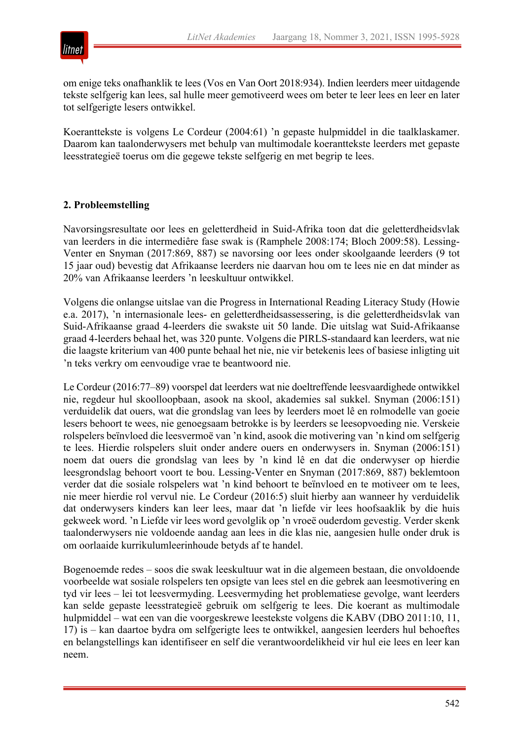om enige teks onafhanklik te lees (Vos en Van Oort 2018:934). Indien leerders meer uitdagende tekste selfgerig kan lees, sal hulle meer gemotiveerd wees om beter te leer lees en leer en later tot selfgerigte lesers ontwikkel.

Koeranttekste is volgens Le Cordeur (2004:61) ’n gepaste hulpmiddel in die taalklaskamer. Daarom kan taalonderwysers met behulp van multimodale koeranttekste leerders met gepaste leesstrategieë toerus om die gegewe tekste selfgerig en met begrip te lees.

## 2. Probleemstelling

Navorsingsresultate oor lees en geletterdheid in Suid-Afrika toon dat die geletterdheidsvlak van leerders in die intermediêre fase swak is (Ramphele 2008:174; Bloch 2009:58). Lessing-Venter en Snyman (2017:869, 887) se navorsing oor lees onder skoolgaande leerders (9 tot 15 jaar oud) bevestig dat Afrikaanse leerders nie daarvan hou om te lees nie en dat minder as 20% van Afrikaanse leerders ’n leeskultuur ontwikkel.

Volgens die onlangse uitslae van die Progress in International Reading Literacy Study (Howie e.a. 2017), ’n internasionale lees- en geletterdheidsassessering, is die geletterdheidsvlak van Suid-Afrikaanse graad 4-leerders die swakste uit 50 lande. Die uitslag wat Suid-Afrikaanse graad 4-leerders behaal het, was 320 punte. Volgens die PIRLS-standaard kan leerders, wat nie die laagste kriterium van 400 punte behaal het nie, nie vir betekenis lees of basiese inligting uit ’n teks verkry om eenvoudige vrae te beantwoord nie.

Le Cordeur (2016:77–89) voorspel dat leerders wat nie doeltreffende leesvaardighede ontwikkel nie, regdeur hul skoolloopbaan, asook na skool, akademies sal sukkel. Snyman (2006:151) verduidelik dat ouers, wat die grondslag van lees by leerders moet lê en rolmodelle van goeie lesers behoort te wees, nie genoegsaam betrokke is by leerders se leesopvoeding nie. Verskeie rolspelers beïnvloed die leesvermoë van ’n kind, asook die motivering van ’n kind om selfgerig te lees. Hierdie rolspelers sluit onder andere ouers en onderwysers in. Snyman (2006:151) noem dat ouers die grondslag van lees by ’n kind lê en dat die onderwyser op hierdie leesgrondslag behoort voort te bou. Lessing-Venter en Snyman (2017:869, 887) beklemtoon verder dat die sosiale rolspelers wat ’n kind behoort te beïnvloed en te motiveer om te lees, nie meer hierdie rol vervul nie. Le Cordeur (2016:5) sluit hierby aan wanneer hy verduidelik dat onderwysers kinders kan leer lees, maar dat ’n liefde vir lees hoofsaaklik by die huis gekweek word. ’n Liefde vir lees word gevolglik op ’n vroeë ouderdom gevestig. Verder skenk taalonderwysers nie voldoende aandag aan lees in die klas nie, aangesien hulle onder druk is om oorlaaide kurrikulumleerinhoude betyds af te handel.

Bogenoemde redes – soos die swak leeskultuur wat in die algemeen bestaan, die onvoldoende voorbeelde wat sosiale rolspelers ten opsigte van lees stel en die gebrek aan leesmotivering en tyd vir lees – lei tot leesvermyding. Leesvermyding het problematiese gevolge, want leerders kan selde gepaste leesstrategieë gebruik om selfgerig te lees. Die koerant as multimodale hulpmiddel – wat een van die voorgeskrewe leestekste volgens die KABV (DBO 2011:10, 11, 17) is – kan daartoe bydra om selfgerigte lees te ontwikkel, aangesien leerders hul behoeftes en belangstellings kan identifiseer en self die verantwoordelikheid vir hul eie lees en leer kan neem.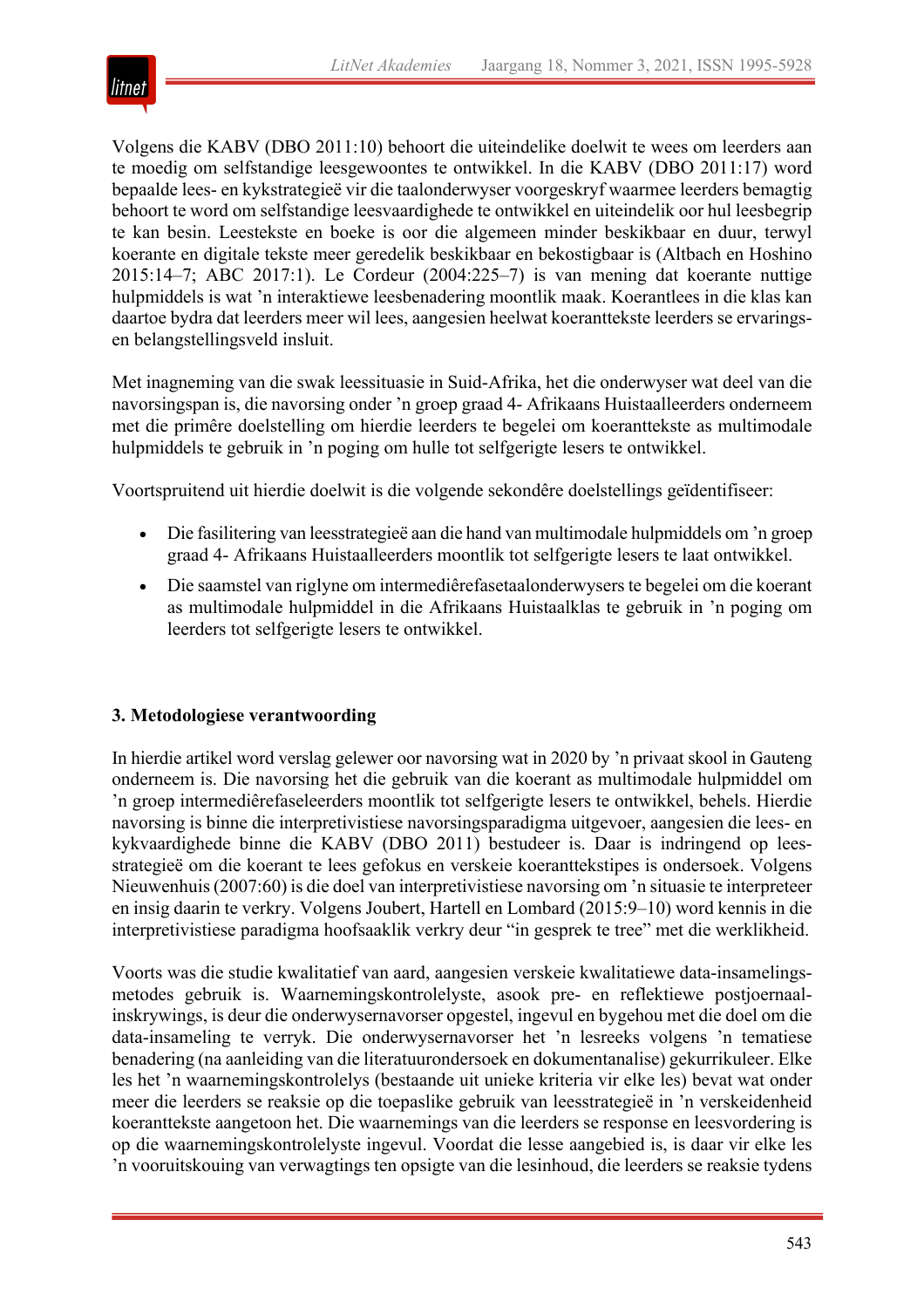Volgens die KABV (DBO 2011:10) behoort die uiteindelike doelwit te wees om leerders aan te moedig om selfstandige leesgewoontes te ontwikkel. In die KABV (DBO 2011:17) word bepaalde lees- en kykstrategieë vir die taalonderwyser voorgeskryf waarmee leerders bemagtig behoort te word om selfstandige leesvaardighede te ontwikkel en uiteindelik oor hul leesbegrip te kan besin. Leestekste en boeke is oor die algemeen minder beskikbaar en duur, terwyl koerante en digitale tekste meer geredelik beskikbaar en bekostigbaar is (Altbach en Hoshino 2015:14–7; ABC 2017:1). Le Cordeur (2004:225–7) is van mening dat koerante nuttige hulpmiddels is wat 'n interaktiewe leesbenadering moontlik maak. Koerantlees in die klas kan daartoe bydra dat leerders meer wil lees, aangesien heelwat koeranttekste leerders se ervarings- en belangstellingsveld insluit.

Met inagneming van die swak leessituasie in Suid-Afrika, het die onderwyser wat deel van die navorsingspan is, die navorsing onder 'n groep graad 4- Afrikaans Huistaalleerders onderneem met die primêre doelstelling om hierdie leerders te begelei om koeranttekste as multimodale hulpmiddels te gebruik in 'n poging om hulle tot selfgerigte lesers te ontwikkel.

Voortspruitend uit hierdie doelwit is die volgende sekondêre doelstellings geïdentifiseer:

- Die fasilitering van leesstrategieë aan die hand van multimodale hulpmiddels om 'n groep graad 4- Afrikaans Huistaalleerders moontlik tot selfgerigte lesers te laat ontwikkel.
- Die saamstel van riglyne om intermediêrefasetaalonderwysers te begelei om die koerant as multimodale hulpmiddel in die Afrikaans Huistaalklas te gebruik in 'n poging om leerders tot selfgerigte lesers te ontwikkel.

## 3. Metodologiese verantwoording

In hierdie artikel word verslag gelewer oor navorsing wat in 2020 by 'n privaat skool in Gauteng onderneem is. Die navorsing het die gebruik van die koerant as multimodale hulpmiddel om 'n groep intermediêrefaseleerders moontlik tot selfgerigte lesers te ontwikkel, behels. Hierdie navorsing is binne die interpretivistiese navorsingsparadigma uitgevoer, aangesien die lees- en kykvaardighede binne die KABV (DBO 2011) bestudeer is. Daar is indringend op leesstrategieë om die koerant te lees gefokus en verskeie koeranttekstipes is ondersoek. Volgens Nieuwenhuis (2007:60) is die doel van interpretivistiese navorsing om 'n situasie te interpreteer en insig daarin te verkry. Volgens Joubert, Hartell en Lombard (2015:9–10) word kennis in die interpretivistiese paradigma hoofsaaklik verkry deur "in gesprek te tree" met die werklikheid.

Voorts was die studie kwalitatief van aard, aangesien verskeie kwalitatiewe data-insamelingsmetodes gebruik is. Waarnemingskontrolelyste, asook pre- en reflektiewe postjoernaal-inskrywings, is deur die onderwysernavorser opgestel, ingevul en bygehou met die doel om die data-insameling te verryk. Die onderwysernavorser het 'n lesreeks volgens 'n tematiese benadering (na aanleiding van die literatuurondersoek en dokumentanalise) gekurrikuleer. Elke les het 'n waarnemingskontrolelys (bestaande uit unieke kriteria vir elke les) bevat wat onder meer die leerders se reaksie op die toepaslike gebruik van leesstrategieë in 'n verskeidenheid koeranttekste aangetoon het. Die waarnemings van die leerders se response en leesvordering is op die waarnemingskontrolelyste ingevul. Voordat die lesse aangebied is, is daar vir elke les 'n vooruitskouing van verwagtings ten opsigte van die lesinhoud, die leerders se reaksie tydens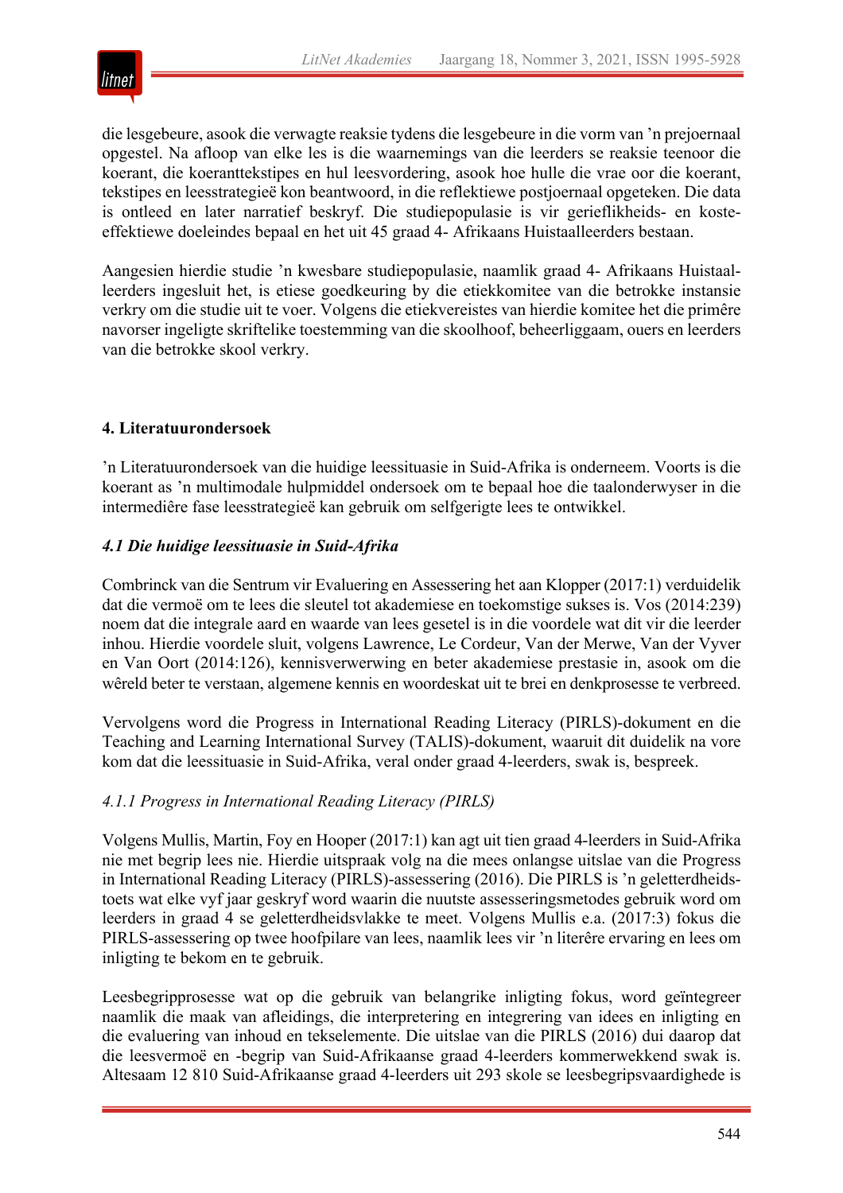die lesgebeure, asook die verwagte reaksie tydens die lesgebeure in die vorm van ’n prejoernaal opgestel. Na afloop van elke les is die waarnemings van die leerders se reaksie teenoor die koerant, die koeranttekstipes en hul leesvordering, asook hoe hulle die vrae oor die koerant, tekstipes en leesstrategieë kon beantwoord, in die reflektiewe postjoernaal opgeteken. Die data is ontleed en later narratief beskryf. Die studiepopulasie is vir gerieflikheids- en koste-effektiewe doeleindes bepaal en het uit 45 graad 4- Afrikaans Huistaalleerders bestaan.

Aangesien hierdie studie ’n kwesbare studiepopulasie, naamlik graad 4- Afrikaans Huistaal-leerders ingesluit het, is etiese goedkeuring by die etiekkomitee van die betrokke instansie verkry om die studie uit te voer. Volgens die etiekvereistes van hierdie komitee het die primêre navorser ingeligte skriftelike toestemming van die skoolhoof, beheerliggaam, ouers en leerders van die betrokke skool verkry.

## 4. Literatuurondersoek

’n Literatuurondersoek van die huidige leessituasie in Suid-Afrika is onderneem. Voorts is die koerant as ’n multimodale hulpmiddel ondersoek om te bepaal hoe die taalonderwyser in die intermediêre fase leesstrategieë kan gebruik om selfgerigte lees te ontwikkel.

### *4.1 Die huidige leessituasie in Suid-Afrika*

Combrinck van die Sentrum vir Evaluering en Assessering het aan Klopper (2017:1) verduidelik dat die vermoë om te lees die sleutel tot akademiese en toekomstige sukses is. Vos (2014:239) noem dat die integrale aard en waarde van lees gesetel is in die voordele wat dit vir die leerder inhou. Hierdie voordele sluit, volgens Lawrence, Le Cordeur, Van der Merwe, Van der Vyver en Van Oort (2014:126), kennisverwerwing en beter akademiese prestasie in, asook om die wêreld beter te verstaan, algemene kennis en woordeskat uit te brei en denkprosesse te verbreed.

Vervolgens word die Progress in International Reading Literacy (PIRLS)-dokument en die Teaching and Learning International Survey (TALIS)-dokument, waaruit dit duidelik na vore kom dat die leessituasie in Suid-Afrika, veral onder graad 4-leerders, swak is, bespreek.

#### *4.1.1 Progress in International Reading Literacy (PIRLS)*

Volgens Mullis, Martin, Foy en Hooper (2017:1) kan agt uit tien graad 4-leerders in Suid-Afrika nie met begrip lees nie. Hierdie uitspraak volg na die mees onlangse uitslae van die Progress in International Reading Literacy (PIRLS)-assessering (2016). Die PIRLS is ’n geletterdheids-toets wat elke vyf jaar geskryf word waarin die nuutste assesseringsmetodes gebruik word om leerders in graad 4 se geletterdheidsvlakke te meet. Volgens Mullis e.a. (2017:3) fokus die PIRLS-assessering op twee hoofpilare van lees, naamlik lees vir ’n literêre ervaring en lees om inligting te bekom en te gebruik.

Leesbegripprosesse wat op die gebruik van belangrike inligting fokus, word geïntegreer naamlik die maak van afleidings, die interpretering en integrering van idees en inligting en die evaluering van inhoud en tekselemente. Die uitslae van die PIRLS (2016) dui daarop dat die leesvermoë en -begrip van Suid-Afrikaanse graad 4-leerders kommerwekkend swak is. Altesaam 12 810 Suid-Afrikaanse graad 4-leerders uit 293 skole se leesbegripsvaardighede is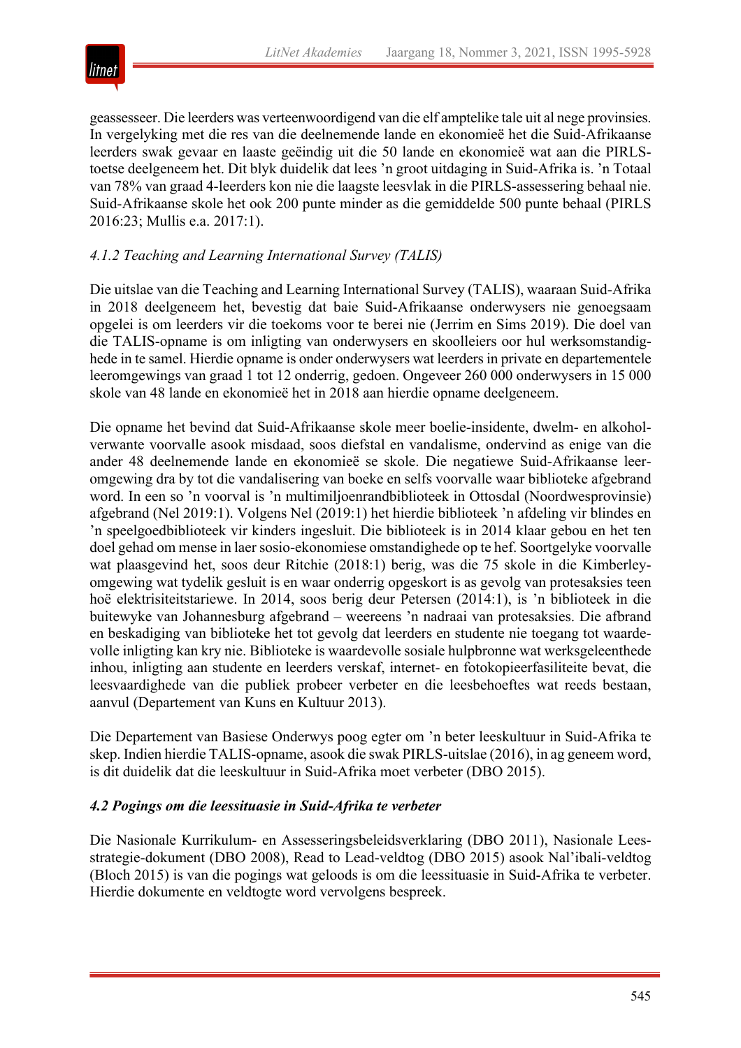geassesseer. Die leerders was verteenwoordigend van die elf amptelike tale uit al nege provinsies. In vergelyking met die res van die deelnemende lande en ekonomieë het die Suid-Afrikaanse leerders swak gevaar en laaste geëindig uit die 50 lande en ekonomieë wat aan die PIRLS-toetse deelgeneem het. Dit blyk duidelik dat lees 'n groot uitdaging in Suid-Afrika is. 'n Totaal van 78% van graad 4-leerders kon nie die laagste leesvlak in die PIRLS-assessering behaal nie. Suid-Afrikaanse skole het ook 200 punte minder as die gemiddelde 500 punte behaal (PIRLS 2016:23; Mullis e.a. 2017:1).

#### *4.1.2 Teaching and Learning International Survey (TALIS)*

Die uitslae van die Teaching and Learning International Survey (TALIS), waaraan Suid-Afrika in 2018 deelgeneem het, bevestig dat baie Suid-Afrikaanse onderwysers nie genoegsaam opgelei is om leerders vir die toekoms voor te berei nie (Jerrim en Sims 2019). Die doel van die TALIS-opname is om inligting van onderwysers en skoolleiers oor hul werksomstandighede in te samel. Hierdie opname is onder onderwysers wat leerders in private en departementele leeromgewings van graad 1 tot 12 onderrig, gedoen. Ongeveer 260 000 onderwysers in 15 000 skole van 48 lande en ekonomieë het in 2018 aan hierdie opname deelgeneem.

Die opname het bevind dat Suid-Afrikaanse skole meer boelie-insidente, dwelm- en alkoholverwante voorvalle asook misdaad, soos diefstal en vandalisme, ondervind as enige van die ander 48 deelnemende lande en ekonomieë se skole. Die negatiewe Suid-Afrikaanse leeromgewing dra by tot die vandalisering van boeke en selfs voorvalle waar biblioteke afgebrand word. In een so 'n voorval is 'n multimiljoenrandbiblioteek in Ottosdal (Noordwesprovinsie) afgebrand (Nel 2019:1). Volgens Nel (2019:1) het hierdie biblioteek 'n afdeling vir blindes en 'n speelgoedbiblioteek vir kinders ingesluit. Die biblioteek is in 2014 klaar gebou en het ten doel gehad om mense in laer sosio-ekonomiese omstandighede op te hef. Soortgelyke voorvalle wat plaasgevind het, soos deur Ritchie (2018:1) berig, was die 75 skole in die Kimberley-omgewing wat tydelik gesluit is en waar onderrig opgeskort is as gevolg van protesaksies teen hoë elektrisiteitstariewe. In 2014, soos berig deur Petersen (2014:1), is 'n biblioteek in die buitewyke van Johannesburg afgebrand – weereens 'n nadraai van protesaksies. Die afbrand en beskadiging van biblioteke het tot gevolg dat leerders en studente nie toegang tot waardevolle inligting kan kry nie. Biblioteke is waardevolle sosiale hulpbronne wat werksgeleenthede inhou, inligting aan studente en leerders verskaf, internet- en fotokopieerfasiliteite bevat, die leesvaardighede van die publiek probeer verbeter en die leesbehoeftes wat reeds bestaan, aanvul (Departement van Kuns en Kultuur 2013).

Die Departement van Basiese Onderwys poog egter om 'n beter leeskultuur in Suid-Afrika te skep. Indien hierdie TALIS-opname, asook die swak PIRLS-uitslae (2016), in ag geneem word, is dit duidelik dat die leeskultuur in Suid-Afrika moet verbeter (DBO 2015).

### *4.2 Pogings om die leessituasie in Suid-Afrika te verbeter*

Die Nasionale Kurrikulum- en Assesseringsbeleidsverklaring (DBO 2011), Nasionale Leesstrategie-dokument (DBO 2008), Read to Lead-veldtog (DBO 2015) asook Nal'ibali-veldtog (Bloch 2015) is van die pogings wat geloods is om die leessituasie in Suid-Afrika te verbeter. Hierdie dokumente en veldtogte word vervolgens bespreek.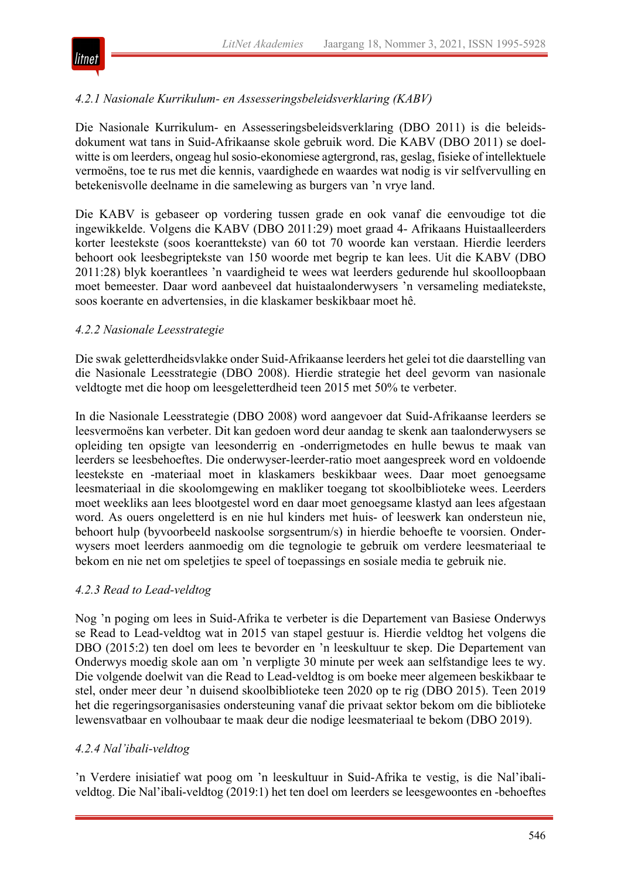*4.2.1 Nasionale Kurrikulum- en Assesseringsbeleidsverklaring (KABV)*

Die Nasionale Kurrikulum- en Assesseringsbeleidsverklaring (DBO 2011) is die beleidsdokument wat tans in Suid-Afrikaanse skole gebruik word. Die KABV (DBO 2011) se doelwitte is om leerders, ongeag hul sosio-ekonomiese agtergrond, ras, geslag, fisieke of intellektuele vermoëns, toe te rus met die kennis, vaardighede en waardes wat nodig is vir selfvervulling en betekenisvolle deelname in die samelewing as burgers van ’n vrye land.

Die KABV is gebaseer op vordering tussen grade en ook vanaf die eenvoudige tot die ingewikkelde. Volgens die KABV (DBO 2011:29) moet graad 4- Afrikaans Huistaalleerders korter leestekste (soos koeranttekste) van 60 tot 70 woorde kan verstaan. Hierdie leerders behoort ook leesbegriptekste van 150 woorde met begrip te kan lees. Uit die KABV (DBO 2011:28) blyk koerantlees ’n vaardigheid te wees wat leerders gedurende hul skoolloopbaan moet bemeester. Daar word aanbeveel dat huistaalonderwysers ’n versameling mediatekste, soos koerante en advertensies, in die klaskamer beskikbaar moet hê.

*4.2.2 Nasionale Leesstrategie*

Die swak geletterdheidsvlakke onder Suid-Afrikaanse leerders het gelei tot die daarstelling van die Nasionale Leesstrategie (DBO 2008). Hierdie strategie het deel gevorm van nasionale veldtogte met die hoop om leesgeletterdheid teen 2015 met 50% te verbeter.

In die Nasionale Leesstrategie (DBO 2008) word aangevoer dat Suid-Afrikaanse leerders se leesvermoëns kan verbeter. Dit kan gedoen word deur aandag te skenk aan taalonderwysers se opleiding ten opsigte van leesonderrig en -onderrigmetodes en hulle bewus te maak van leerders se leesbehoeftes. Die onderwyser-leerder-ratio moet aangespreek word en voldoende leestekste en -materiaal moet in klaskamers beskikbaar wees. Daar moet genoegsame leesmateriaal in die skoolomgewing en makliker toegang tot skoolbiblioteke wees. Leerders moet weekliks aan lees blootgestel word en daar moet genoegsame klastyd aan lees afgestaan word. As ouers ongeletterd is en nie hul kinders met huis- of leeswerk kan ondersteun nie, behoort hulp (byvoorbeeld naskoolse sorgsentrum/s) in hierdie behoefte te voorsien. Onderwysers moet leerders aanmoedig om die tegnologie te gebruik om verdere leesmateriaal te bekom en nie net om speletjies te speel of toepassings en sosiale media te gebruik nie.

*4.2.3 Read to Lead-veldtog*

Nog ’n poging om lees in Suid-Afrika te verbeter is die Departement van Basiese Onderwys se Read to Lead-veldtog wat in 2015 van stapel gestuur is. Hierdie veldtog het volgens die DBO (2015:2) ten doel om lees te bevorder en ’n leeskultuur te skep. Die Departement van Onderwys moedig skole aan om ’n verpligte 30 minute per week aan selfstandige lees te wy. Die volgende doelwit van die Read to Lead-veldtog is om boeke meer algemeen beskikbaar te stel, onder meer deur ’n duisend skoolbiblioteke teen 2020 op te rig (DBO 2015). Teen 2019 het die regeringsorganisasies ondersteuning vanaf die privaat sektor bekom om die biblioteke lewensvatbaar en volhoubaar te maak deur die nodige leesmateriaal te bekom (DBO 2019).

*4.2.4 Nal’ibali-veldtog*

’n Verdere inisiatief wat poog om ’n leeskultuur in Suid-Afrika te vestig, is die Nal’ibali-veldtog. Die Nal’ibali-veldtog (2019:1) het ten doel om leerders se leesgewoontes en -behoeftes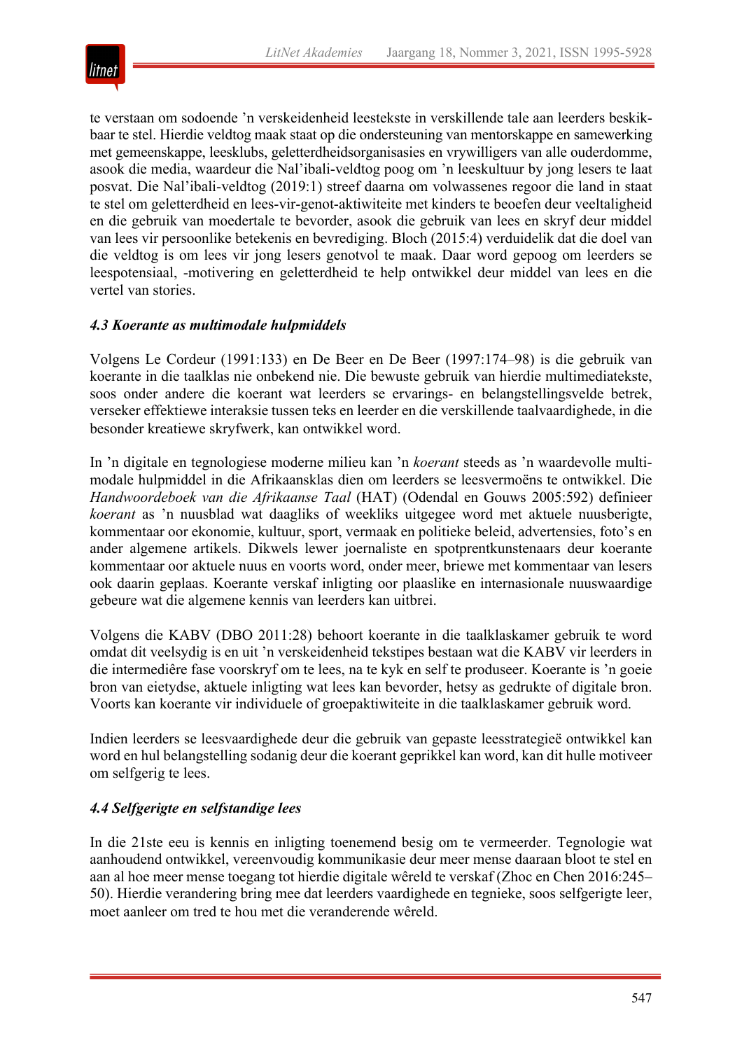te verstaan om sodoende 'n verskeidenheid leestekste in verskillende tale aan leerders beskikbaar te stel. Hierdie veldtog maak staat op die ondersteuning van mentorskappe en samewerking met gemeenskappe, leesklubs, geletterdheidsorganisasies en vrywilligers van alle ouderdomme, asook die media, waardeur die Nal'ibali-veldtog poog om 'n leeskultuur by jong lesers te laat posvat. Die Nal'ibali-veldtog (2019:1) streef daarna om volwassenes regoor die land in staat te stel om geletterdheid en lees-vir-genot-aktiwiteite met kinders te beoefen deur veeltaligheid en die gebruik van moedertale te bevorder, asook die gebruik van lees en skryf deur middel van lees vir persoonlike betekenis en bevrediging. Bloch (2015:4) verduidelik dat die doel van die veldtog is om lees vir jong lesers genotvol te maak. Daar word gepoog om leerders se leespotensiaal, -motivering en geletterdheid te help ontwikkel deur middel van lees en die vertel van stories.

### *4.3 Koerante as multimodale hulpmiddels*

Volgens Le Cordeur (1991:133) en De Beer en De Beer (1997:174–98) is die gebruik van koerante in die taalklas nie onbekend nie. Die bewuste gebruik van hierdie multimediatekste, soos onder andere die koerant wat leerders se ervarings- en belangstellingsvelde betrek, verseker effektiewe interaksie tussen teks en leerder en die verskillende taalvaardighede, in die besonder kreatiewe skryfwerk, kan ontwikkel word.

In 'n digitale en tegnologiese moderne milieu kan 'n *koerant* steeds as 'n waardevolle multimodale hulpmiddel in die Afrikaansklas dien om leerders se leesvermoëns te ontwikkel. Die *Handwoordeboek van die Afrikaanse Taal* (HAT) (Odendal en Gouws 2005:592) definieer *koerant* as 'n nuusblad wat daagliks of weekliks uitgegee word met aktuele nuusberigte, kommentaar oor ekonomie, kultuur, sport, vermaak en politieke beleid, advertensies, foto's en ander algemene artikels. Dikwels lewer joernaliste en spotprentkunstenaars deur koerante kommentaar oor aktuele nuus en voorts word, onder meer, briewe met kommentaar van lesers ook daarin geplaas. Koerante verskaf inligting oor plaaslike en internasionale nuuswaardige gebeure wat die algemene kennis van leerders kan uitbrei.

Volgens die KABV (DBO 2011:28) behoort koerante in die taalklaskamer gebruik te word omdat dit veelsydig is en uit 'n verskeidenheid tekstipes bestaan wat die KABV vir leerders in die intermediêre fase voorskryf om te lees, na te kyk en self te produseer. Koerante is 'n goeie bron van eietydse, aktuele inligting wat lees kan bevorder, hetsy as gedrukte of digitale bron. Voorts kan koerante vir individuele of groepaktiwiteite in die taalklaskamer gebruik word.

Indien leerders se leesvaardighede deur die gebruik van gepaste leesstrategieë ontwikkel kan word en hul belangstelling sodanig deur die koerant geprikkel kan word, kan dit hulle motiveer om selfgerig te lees.

### *4.4 Selfgerigte en selfstandige lees*

In die 21ste eeu is kennis en inligting toenemend besig om te vermeerder. Tegnologie wat aanhoudend ontwikkel, vereenvoudig kommunikasie deur meer mense daaraan bloot te stel en aan al hoe meer mense toegang tot hierdie digitale wêreld te verskaf (Zhoc en Chen 2016:245–50). Hierdie verandering bring mee dat leerders vaardighede en tegnieke, soos selfgerigte leer, moet aanleer om tred te hou met die veranderende wêreld.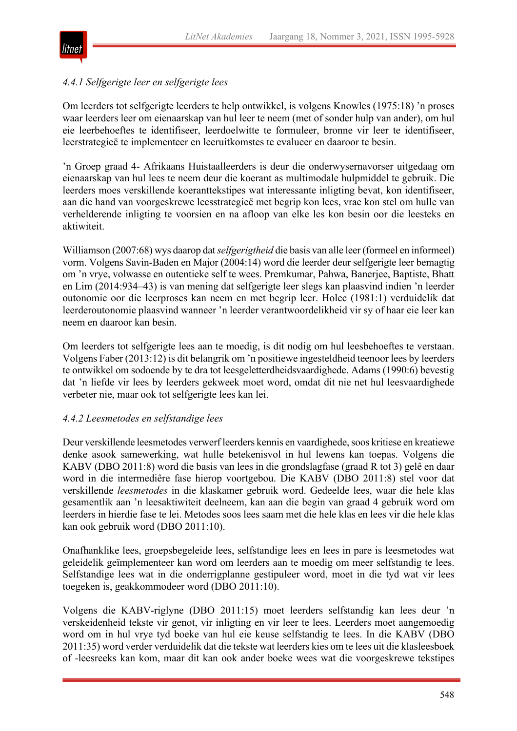*4.4.1 Selfgerigte leer en selfgerigte lees*

Om leerders tot selfgerigte leerders te help ontwikkel, is volgens Knowles (1975:18) ’n proses waar leerders leer om eienaarskap van hul leer te neem (met of sonder hulp van ander), om hul eie leerbehoeftes te identifiseer, leerdoelwitte te formuleer, bronne vir leer te identifiseer, leerstrategieë te implementeer en leeruitkomstes te evalueer en daaroor te besin.

’n Groep graad 4- Afrikaans Huistaalleerders is deur die onderwysernavorser uitgedaag om eienaarskap van hul lees te neem deur die koerant as multimodale hulpmiddel te gebruik. Die leerders moes verskillende koeranttekstipes wat interessante inligting bevat, kon identifiseer, aan die hand van voorgeskrewe leesstrategieë met begrip kon lees, vrae kon stel om hulle van verhelderende inligting te voorsien en na afloop van elke les kon besin oor die leesteks en aktiwiteit.

Williamson (2007:68) wys daarop dat *selfgerigtheid* die basis van alle leer (formeel en informeel) vorm. Volgens Savin-Baden en Major (2004:14) word die leerder deur selfgerigte leer bemagtig om ’n vrye, volwasse en outentieke self te wees. Premkumar, Pahwa, Banerjee, Baptiste, Bhatt en Lim (2014:934–43) is van mening dat selfgerigte leer slegs kan plaasvind indien ’n leerder outonomie oor die leerproses kan neem en met begrip leer. Holec (1981:1) verduidelik dat leerderoutonomie plaasvind wanneer ’n leerder verantwoordelikheid vir sy of haar eie leer kan neem en daaroor kan besin.

Om leerders tot selfgerigte lees aan te moedig, is dit nodig om hul leesbehoeftes te verstaan. Volgens Faber (2013:12) is dit belangrik om ’n positiewe ingesteldheid teenoor lees by leerders te ontwikkel om sodoende by te dra tot leesgeletterdheidsvaardighede. Adams (1990:6) bevestig dat ’n liefde vir lees by leerders gekweek moet word, omdat dit nie net hul leesvaardighede verbeter nie, maar ook tot selfgerigte lees kan lei.

*4.4.2 Leesmetodes en selfstandige lees*

Deur verskillende leesmetodes verwerf leerders kennis en vaardighede, soos kritiese en kreatiewe denke asook samewerking, wat hulle betekenisvol in hul lewens kan toepas. Volgens die KABV (DBO 2011:8) word die basis van lees in die grondslagfase (graad R tot 3) gelê en daar word in die intermediêre fase hierop voortgebou. Die KABV (DBO 2011:8) stel voor dat verskillende *leesmetodes* in die klaskamer gebruik word. Gedeelde lees, waar die hele klas gesamentlik aan ’n leesaktiwiteit deelneem, kan aan die begin van graad 4 gebruik word om leerders in hierdie fase te lei. Metodes soos lees saam met die hele klas en lees vir die hele klas kan ook gebruik word (DBO 2011:10).

Onafhanklike lees, groepsbegeleide lees, selfstandige lees en lees in pare is leesmetodes wat geleidelik geïmplementeer kan word om leerders aan te moedig om meer selfstandig te lees. Selfstandige lees wat in die onderrigplanne gestipuleer word, moet in die tyd wat vir lees toegeken is, geakkommodeer word (DBO 2011:10).

Volgens die KABV-riglyne (DBO 2011:15) moet leerders selfstandig kan lees deur ’n verskeidenheid tekste vir genot, vir inligting en vir leer te lees. Leerders moet aangemoedig word om in hul vrye tyd boeke van hul eie keuse selfstandig te lees. In die KABV (DBO 2011:35) word verder verduidelik dat die tekste wat leerders kies om te lees uit die klasleesboek of -leesreeks kan kom, maar dit kan ook ander boeke wees wat die voorgeskrewe tekstipes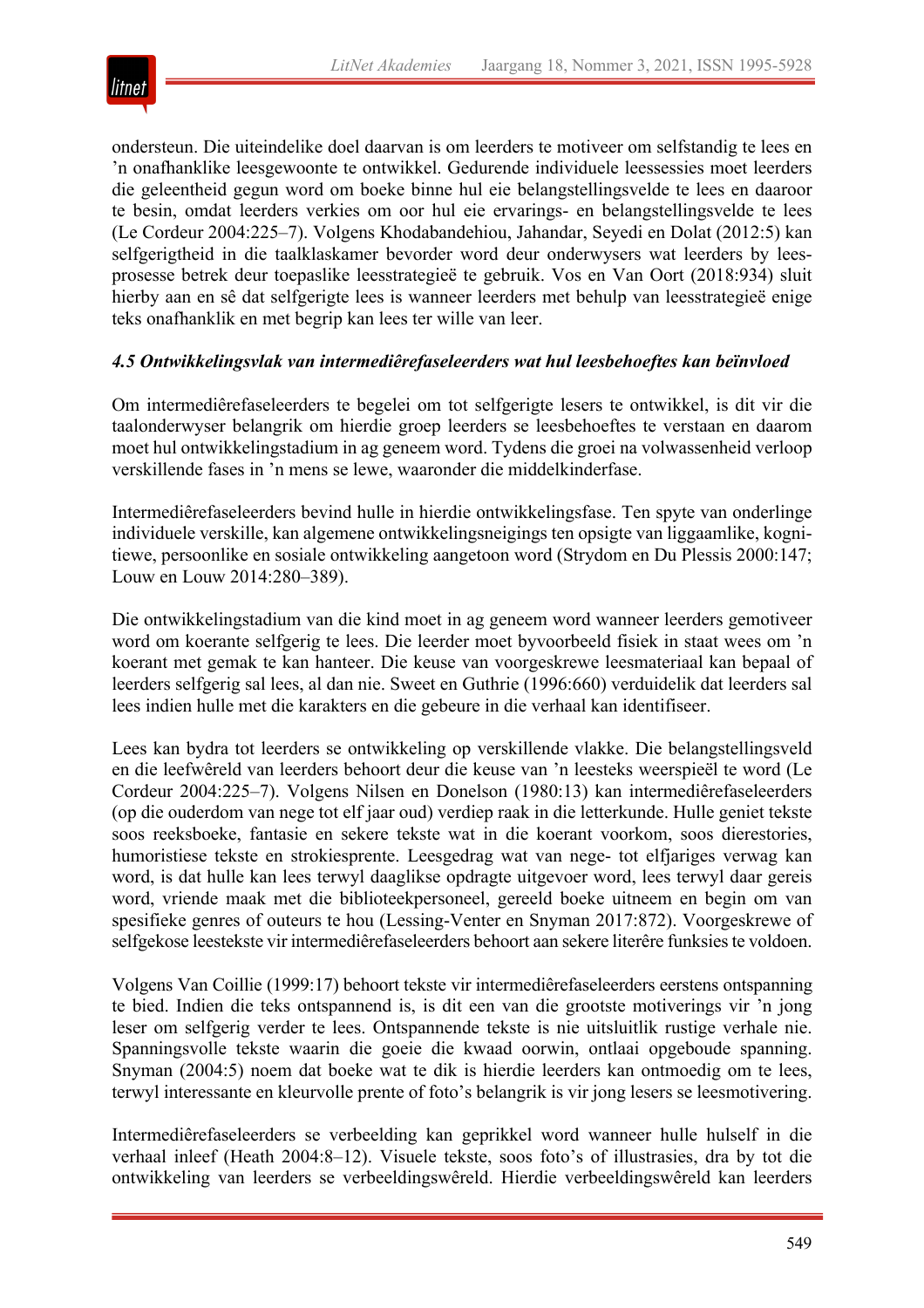ondersteun. Die uiteindelike doel daarvan is om leerders te motiveer om selfstandig te lees en ’n onafhanklike leesgewoonte te ontwikkel. Gedurende individuele leessessies moet leerders die geleentheid gegun word om boeke binne hul eie belangstellingsvelde te lees en daaroor te besin, omdat leerders verkies om oor hul eie ervarings- en belangstellingsvelde te lees (Le Cordeur 2004:225–7). Volgens Khodabandehiou, Jahandar, Seyedi en Dolat (2012:5) kan selfgerigtheid in die taalklaskamer bevorder word deur onderwysers wat leerders by leesprosesse betrek deur toepaslike leesstrategieë te gebruik. Vos en Van Oort (2018:934) sluit hierby aan en sê dat selfgerigte lees is wanneer leerders met behulp van leesstrategieë enige teks onafhanklik en met begrip kan lees ter wille van leer.

### *4.5 Ontwikkelingsvlak van intermediêrefaseleerders wat hul leesbehoeftes kan beïnvloed*

Om intermediêrefaseleerders te begelei om tot selfgerigte lesers te ontwikkel, is dit vir die taalonderwyser belangrik om hierdie groep leerders se leesbehoeftes te verstaan en daarom moet hul ontwikkelingstadium in ag geneem word. Tydens die groei na volwassenheid verloop verskillende fases in ’n mens se lewe, waaronder die middelkinderfase.

Intermediêrefaseleerders bevind hulle in hierdie ontwikkelingsfase. Ten spyte van onderlinge individuele verskille, kan algemene ontwikkelingsneigings ten opsigte van liggaamlike, kognitiewe, persoonlike en sosiale ontwikkeling aangetoon word (Strydom en Du Plessis 2000:147; Louw en Louw 2014:280–389).

Die ontwikkelingstadium van die kind moet in ag geneem word wanneer leerders gemotiveer word om koerante selfgerig te lees. Die leerder moet byvoorbeeld fisiek in staat wees om ’n koerant met gemak te kan hanteer. Die keuse van voorgeskrewe leesmateriaal kan bepaal of leerders selfgerig sal lees, al dan nie. Sweet en Guthrie (1996:660) verduidelik dat leerders sal lees indien hulle met die karakters en die gebeure in die verhaal kan identifiseer.

Lees kan bydra tot leerders se ontwikkeling op verskillende vlakke. Die belangstellingsveld en die leefwêreld van leerders behoort deur die keuse van ’n leesteks weerspieël te word (Le Cordeur 2004:225–7). Volgens Nilsen en Donelson (1980:13) kan intermediêrefaseleerders (op die ouderdom van nege tot elf jaar oud) verdiep raak in die letterkunde. Hulle geniet tekste soos reeksboeke, fantasie en sekere tekste wat in die koerant voorkom, soos dierestories, humoristiese tekste en strokiesprente. Leesgedrag wat van nege- tot elfjariges verwag kan word, is dat hulle kan lees terwyl daaglikse opdragte uitgevoer word, lees terwyl daar gereis word, vriende maak met die biblioteekpersoneel, gereeld boeke uitneem en begin om van spesifieke genres of outeurs te hou (Lessing-Venter en Snyman 2017:872). Voorgeskrewe of selfgekose leestekste vir intermediêrefaseleerders behoort aan sekere literêre funksies te voldoen.

Volgens Van Coillie (1999:17) behoort tekste vir intermediêrefaseleerders eerstens ontspanning te bied. Indien die teks ontspannend is, is dit een van die grootste motiverings vir ’n jong leser om selfgerig verder te lees. Ontspannende tekste is nie uitsluitlik rustige verhale nie. Spanningsvolle tekste waarin die goeie die kwaad oorwin, ontlaai opgeboude spanning. Snyman (2004:5) noem dat boeke wat te dik is hierdie leerders kan ontmoedig om te lees, terwyl interessante en kleurvolle prente of foto’s belangrik is vir jong lesers se leesmotivering.

Intermediêrefaseleerders se verbeelding kan geprikkel word wanneer hulle hulself in die verhaal inleef (Heath 2004:8–12). Visuele tekste, soos foto’s of illustrasies, dra by tot die ontwikkeling van leerders se verbeeldingswêreld. Hierdie verbeeldingswêreld kan leerders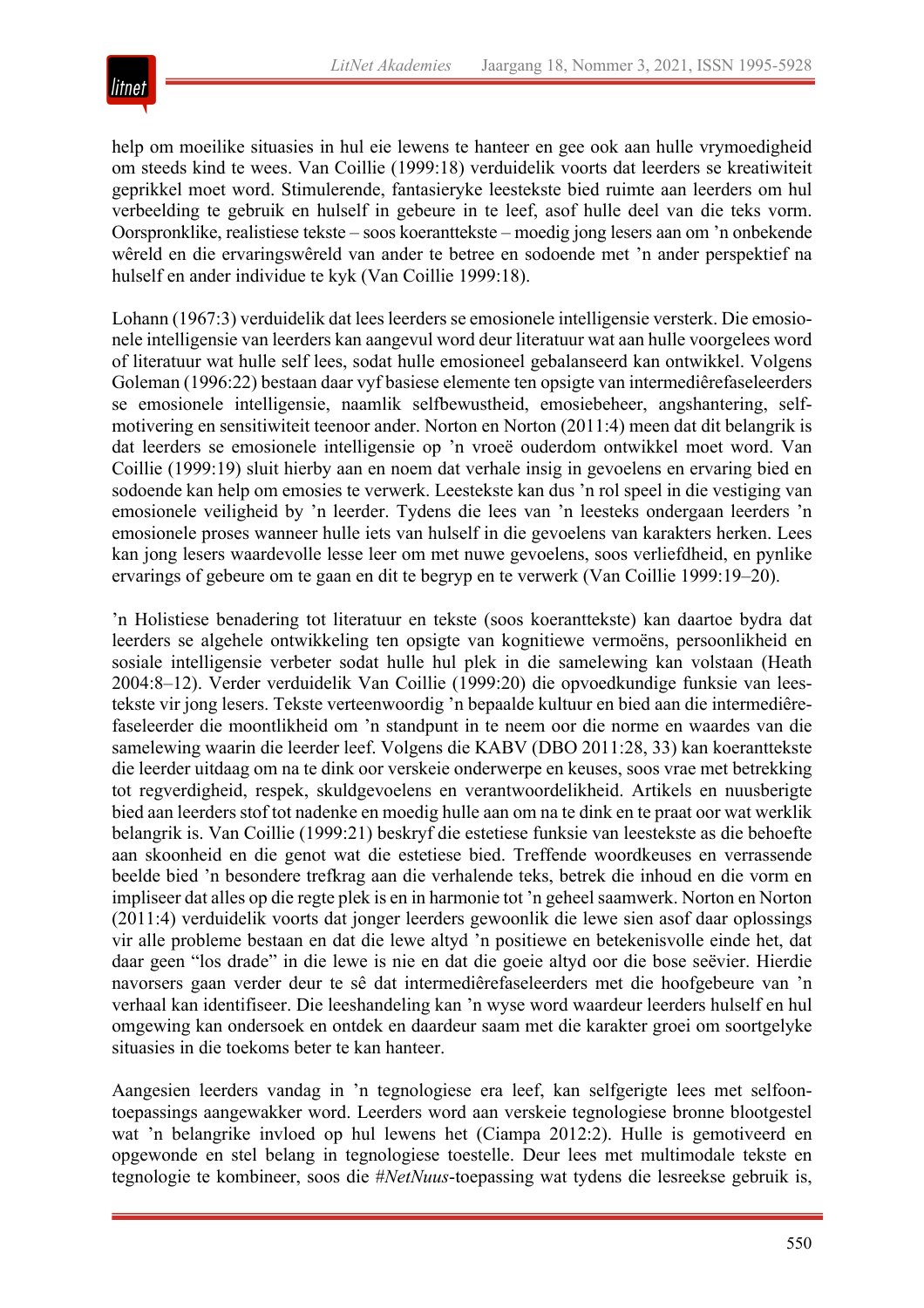help om moeilike situasies in hul eie lewens te hanteer en gee ook aan hulle vrymoedigheid om steeds kind te wees. Van Coillie (1999:18) verduidelik voorts dat leerders se kreatiwiteit geprikkel moet word. Stimulerende, fantasieryke leestekste bied ruimte aan leerders om hul verbeelding te gebruik en hulself in gebeure in te leef, asof hulle deel van die teks vorm. Oorspronklike, realistiese tekste – soos koeranttekste – moedig jong lesers aan om ’n onbekende wêreld en die ervaringswêreld van ander te betree en sodoende met ’n ander perspektief na hulself en ander individue te kyk (Van Coillie 1999:18).

Lohann (1967:3) verduidelik dat lees leerders se emosionele intelligensie versterk. Die emosionele intelligensie van leerders kan aangevul word deur literatuur wat aan hulle voorgelees word of literatuur wat hulle self lees, sodat hulle emosioneel gebalanseerd kan ontwikkel. Volgens Goleman (1996:22) bestaan daar vyf basiese elemente ten opsigte van intermediêrefaseleerders se emosionele intelligensie, naamlik selfbewustheid, emosiebeheer, angshantering, selfmotivering en sensitiwiteit teenoor ander. Norton en Norton (2011:4) meen dat dit belangrik is dat leerders se emosionele intelligensie op ’n vroeë ouderdom ontwikkel moet word. Van Coillie (1999:19) sluit hierby aan en noem dat verhale insig in gevoelens en ervaring bied en sodoende kan help om emosies te verwerk. Leestekste kan dus ’n rol speel in die vestiging van emosionele veiligheid by ’n leerder. Tydens die lees van ’n leesteks ondergaan leerders ’n emosionele proses wanneer hulle iets van hulself in die gevoelens van karakters herken. Lees kan jong lesers waardevolle lesse leer om met nuwe gevoelens, soos verliefdheid, en pynlike ervarings of gebeure om te gaan en dit te begryp en te verwerk (Van Coillie 1999:19–20).

’n Holistiese benadering tot literatuur en tekste (soos koeranttekste) kan daartoe bydra dat leerders se algehele ontwikkeling ten opsigte van kognitiewe vermoëns, persoonlikheid en sosiale intelligensie verbeter sodat hulle hul plek in die samelewing kan volstaan (Heath 2004:8–12). Verder verduidelik Van Coillie (1999:20) die opvoedkundige funksie van leestekste vir jong lesers. Tekste verteenwoordig ’n bepaalde kultuur en bied aan die intermediêrefaseleerder die moontlikheid om ’n standpunt in te neem oor die norme en waardes van die samelewing waarin die leerder leef. Volgens die KABV (DBO 2011:28, 33) kan koeranttekste die leerder uitdaag om na te dink oor verskeie onderwerpe en keuses, soos vrae met betrekking tot regverdigheid, respek, skuldgevoelens en verantwoordelikheid. Artikels en nuusberigte bied aan leerders stof tot nadenke en moedig hulle aan om na te dink en te praat oor wat werklik belangrik is. Van Coillie (1999:21) beskryf die estetiese funksie van leestekste as die behoefte aan skoonheid en die genot wat die estetiese bied. Treffende woordkeuses en verrassende beelde bied ’n besondere trefkrag aan die verhalende teks, betrek die inhoud en die vorm en impliseer dat alles op die regte plek is en in harmonie tot ’n geheel saamwerk. Norton en Norton (2011:4) verduidelik voorts dat jonger leerders gewoonlik die lewe sien asof daar oplossings vir alle probleme bestaan en dat die lewe altyd ’n positiewe en betekenisvolle einde het, dat daar geen “los drade” in die lewe is nie en dat die goeie altyd oor die bose seëvier. Hierdie navorsers gaan verder deur te sê dat intermediêrefaseleerders met die hoofgebeure van ’n verhaal kan identifiseer. Die leeshandeling kan ’n wyse word waardeur leerders hulself en hul omgewing kan ondersoek en ontdek en daardeur saam met die karakter groei om soortgelyke situasies in die toekoms beter te kan hanteer.

Aangesien leerders vandag in ’n tegnologiese era leef, kan selfgerigte lees met selfoontoepassings aangewakker word. Leerders word aan verskeie tegnologiese bronne blootgestel wat ’n belangrike invloed op hul lewens het (Ciampa 2012:2). Hulle is gemotiveerd en opgewonde en stel belang in tegnologiese toestelle. Deur lees met multimodale tekste en tegnologie te kombineer, soos die *#NetNuus*-toepassing wat tydens die lesreekse gebruik is,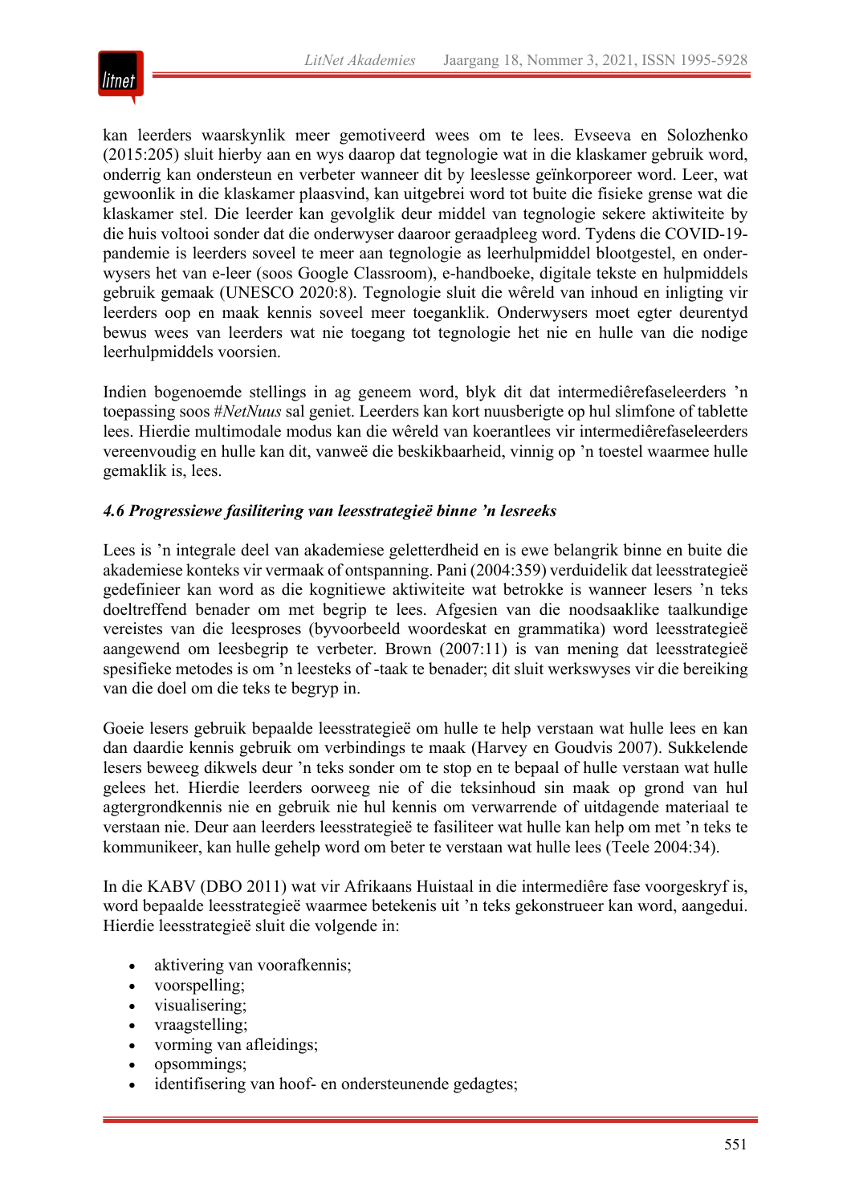kan leerders waarskynlik meer gemotiveerd wees om te lees. Evseeva en Solozhenko (2015:205) sluit hierby aan en wys daarop dat tegnologie wat in die klaskamer gebruik word, onderrig kan ondersteun en verbeter wanneer dit by leeslesse geïnkorporeer word. Leer, wat gewoonlik in die klaskamer plaasvind, kan uitgebrei word tot buite die fisieke grense wat die klaskamer stel. Die leerder kan gevolglik deur middel van tegnologie sekere aktiwiteite by die huis voltooi sonder dat die onderwyser daaroor geraadpleeg word. Tydens die COVID-19-pandemie is leerders soveel te meer aan tegnologie as leerhulpmiddel blootgestel, en onderwysers het van e-leer (soos Google Classroom), e-handboeke, digitale tekste en hulpmiddels gebruik gemaak (UNESCO 2020:8). Tegnologie sluit die wêreld van inhoud en inligting vir leerders oop en maak kennis soveel meer toeganklik. Onderwysers moet egter deurentyd bewus wees van leerders wat nie toegang tot tegnologie het nie en hulle van die nodige leerhulpmiddels voorsien.

Indien bogenoemde stellings in ag geneem word, blyk dit dat intermediêrefaseleerders 'n toepassing soos *#NetNuus* sal geniet. Leerders kan kort nuusberigte op hul slimfone of tablette lees. Hierdie multimodale modus kan die wêreld van koerantlees vir intermediêrefaseleerders vereenvoudig en hulle kan dit, vanweë die beskikbaarheid, vinnig op 'n toestel waarmee hulle gemaklik is, lees.

### *4.6 Progressiewe fasilitering van leesstrategieë binne 'n lesreeks*

Lees is 'n integrale deel van akademiese geletterdheid en is ewe belangrik binne en buite die akademiese konteks vir vermaak of ontspanning. Pani (2004:359) verduidelik dat leesstrategieë gedefinieer kan word as die kognitiewe aktiwiteite wat betrokke is wanneer lesers 'n teks doeltreffend benader om met begrip te lees. Afgesien van die noodsaaklike taalkundige vereistes van die leesproses (byvoorbeeld woordeskat en grammatika) word leesstrategieë aangewend om leesbegrip te verbeter. Brown (2007:11) is van mening dat leesstrategieë spesifieke metodes is om 'n leesteks of -taak te benader; dit sluit werkswyses vir die bereiking van die doel om die teks te begryp in.

Goeie lesers gebruik bepaalde leesstrategieë om hulle te help verstaan wat hulle lees en kan dan daardie kennis gebruik om verbindings te maak (Harvey en Goudvis 2007). Sukkelende lesers beweeg dikwels deur 'n teks sonder om te stop en te bepaal of hulle verstaan wat hulle gelees het. Hierdie leerders oorweeg nie of die teksinhoud sin maak op grond van hul agtergrondkennis nie en gebruik nie hul kennis om verwarrende of uitdagende materiaal te verstaan nie. Deur aan leerders leesstrategieë te fasiliteer wat hulle kan help om met 'n teks te kommunikeer, kan hulle gehelp word om beter te verstaan wat hulle lees (Teele 2004:34).

In die KABV (DBO 2011) wat vir Afrikaans Huistaal in die intermediêre fase voorgeskryf is, word bepaalde leesstrategieë waarmee betekenis uit 'n teks gekonstrueer kan word, aangedui. Hierdie leesstrategieë sluit die volgende in:

- aktivering van voorafkennis;
- voorspelling;
- visualisering;
- vraagstelling;
- vorming van afleidings;
- opsommings;
- identifisering van hoof- en ondersteunende gedagtes;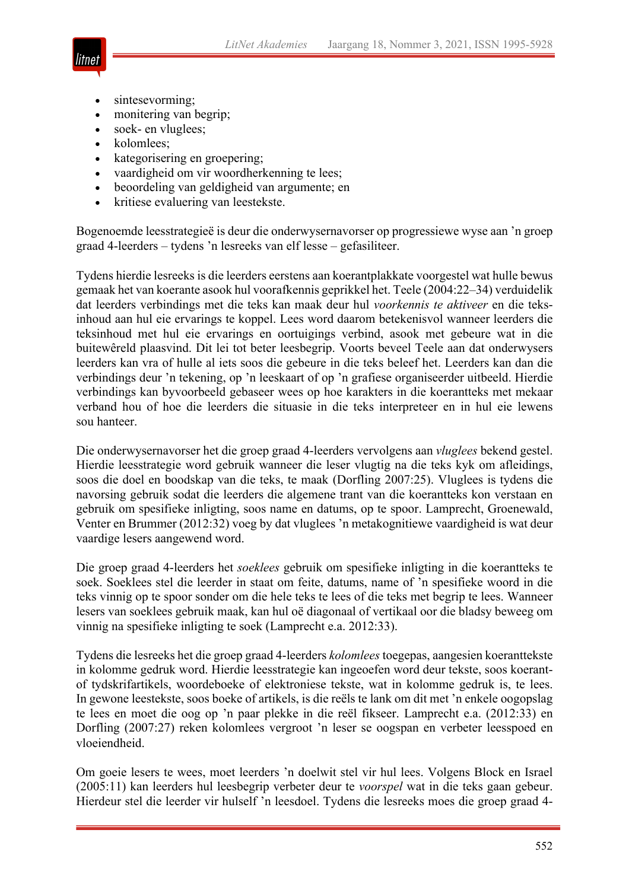- sintesevorming;
- monitering van begrip;
- soek- en vluglees;
- kolomlees;
- kategorisering en groepering;
- vaardigheid om vir woordherkenning te lees;
- beoordeling van geldigheid van argumente; en
- kritiese evaluering van leestekste.

Bogenoemde leesstrategieë is deur die onderwysernavorser op progressiewe wyse aan ’n groep graad 4-leerders – tydens ’n lesreeks van elf lesse – gefasiliteer.

Tydens hierdie lesreeks is die leerders eerstens aan koerantplakkate voorgestel wat hulle bewus gemaak het van koerante asook hul voorafkennis geprikkel het. Teele (2004:22–34) verduidelik dat leerders verbindings met die teks kan maak deur hul *voorkennis te aktiveer* en die teks-inhoud aan hul eie ervarings te koppel. Lees word daarom betekenisvol wanneer leerders die teksinhoud met hul eie ervarings en oortuigings verbind, asook met gebeure wat in die buitewêreld plaasvind. Dit lei tot beter leesbegrip. Voorts beveel Teele aan dat onderwysers leerders kan vra of hulle al iets soos die gebeure in die teks beleef het. Leerders kan dan die verbindings deur ’n tekening, op ’n leeskaart of op ’n grafiese organiseerder uitbeeld. Hierdie verbindings kan byvoorbeeld gebaseer wees op hoe karakters in die koerantteks met mekaar verband hou of hoe die leerders die situasie in die teks interpreteer en in hul eie lewens sou hanteer.

Die onderwysernavorser het die groep graad 4-leerders vervolgens aan *vluglees* bekend gestel. Hierdie leesstrategie word gebruik wanneer die leser vlugtig na die teks kyk om afleidings, soos die doel en boodskap van die teks, te maak (Dorfling 2007:25). Vluglees is tydens die navorsing gebruik sodat die leerders die algemene trant van die koerantteks kon verstaan en gebruik om spesifieke inligting, soos name en datums, op te spoor. Lamprecht, Groenewald, Venter en Brummer (2012:32) voeg by dat vluglees ’n metakognitiewe vaardigheid is wat deur vaardige lesers aangewend word.

Die groep graad 4-leerders het *soeklees* gebruik om spesifieke inligting in die koerantteks te soek. Soeklees stel die leerder in staat om feite, datums, name of ’n spesifieke woord in die teks vinnig op te spoor sonder om die hele teks te lees of die teks met begrip te lees. Wanneer lesers van soeklees gebruik maak, kan hul oë diagonaal of vertikaal oor die bladsy beweeg om vinnig na spesifieke inligting te soek (Lamprecht e.a. 2012:33).

Tydens die lesreeks het die groep graad 4-leerders *kolomlees* toegepas, aangesien koeranttekste in kolomme gedruk word. Hierdie leesstrategie kan ingeoefen word deur tekste, soos koerant- of tydskrifartikels, woordeboeke of elektroniese tekste, wat in kolomme gedruk is, te lees. In gewone leestekste, soos boeke of artikels, is die reëls te lank om dit met ’n enkele oogopslag te lees en moet die oog op ’n paar plekke in die reël fikseer. Lamprecht e.a. (2012:33) en Dorfling (2007:27) reken kolomlees vergroot ’n leser se oogspan en verbeter leesspoed en vloeiendheid.

Om goeie lesers te wees, moet leerders ’n doelwit stel vir hul lees. Volgens Block en Israel (2005:11) kan leerders hul leesbegrip verbeter deur te *voorspel* wat in die teks gaan gebeur. Hierdeur stel die leerder vir hulself ’n leesdoel. Tydens die lesreeks moes die groep graad 4-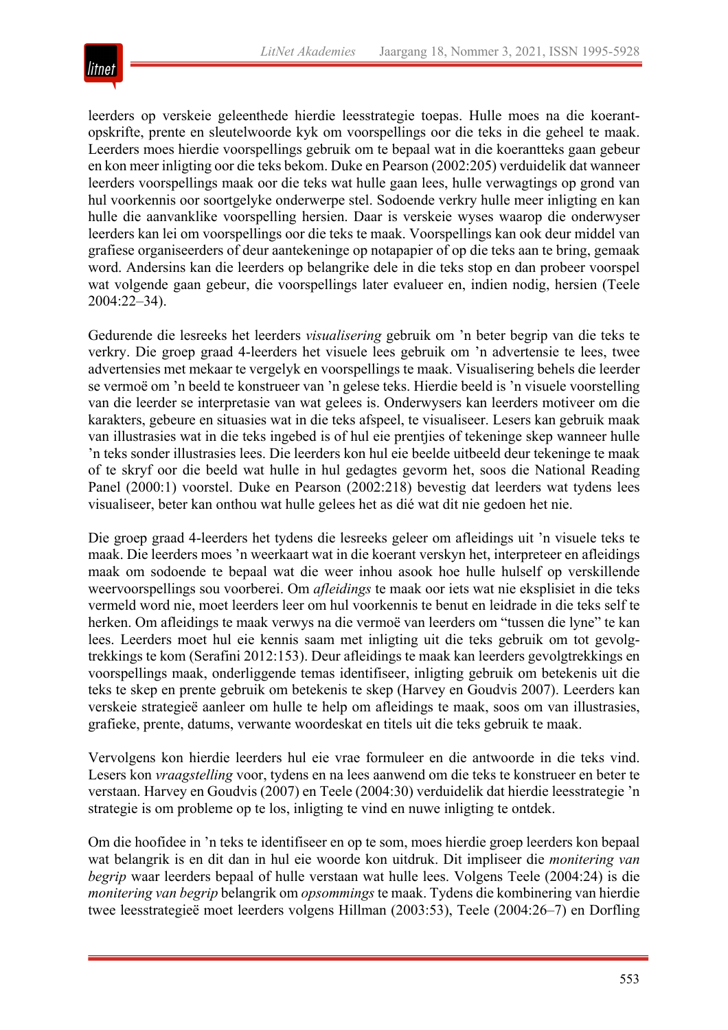leerders op verskeie geleenthede hierdie leesstrategie toepas. Hulle moes na die koerant-opskrifte, prente en sleutelwoorde kyk om voorspellings oor die teks in die geheel te maak. Leerders moes hierdie voorspellings gebruik om te bepaal wat in die koerantteks gaan gebeur en kon meer inligting oor die teks bekom. Duke en Pearson (2002:205) verduidelik dat wanneer leerders voorspellings maak oor die teks wat hulle gaan lees, hulle verwagtings op grond van hul voorkennis oor soortgelyke onderwerpe stel. Sodoende verkry hulle meer inligting en kan hulle die aanvanklike voorspelling hersien. Daar is verskeie wyses waarop die onderwyser leerders kan lei om voorspellings oor die teks te maak. Voorspellings kan ook deur middel van grafiese organiseerders of deur aantekeninge op notapapier of op die teks aan te bring, gemaak word. Andersins kan die leerders op belangrike dele in die teks stop en dan probeer voorspel wat volgende gaan gebeur, die voorspellings later evalueer en, indien nodig, hersien (Teele 2004:22–34).

Gedurende die lesreeks het leerders *visualisering* gebruik om 'n beter begrip van die teks te verkry. Die groep graad 4-leerders het visuele lees gebruik om 'n advertensie te lees, twee advertensies met mekaar te vergelyk en voorspellings te maak. Visualisering behels die leerder se vermoë om 'n beeld te konstrueer van 'n gelese teks. Hierdie beeld is 'n visuele voorstelling van die leerder se interpretasie van wat gelees is. Onderwysers kan leerders motiveer om die karakters, gebeure en situasies wat in die teks afspeel, te visualiseer. Lesers kan gebruik maak van illustrasies wat in die teks ingebed is of hul eie prentjies of tekeninge skep wanneer hulle 'n teks sonder illustrasies lees. Die leerders kon hul eie beelde uitbeeld deur tekeninge te maak of te skryf oor die beeld wat hulle in hul gedagtes gevorm het, soos die National Reading Panel (2000:1) voorstel. Duke en Pearson (2002:218) bevestig dat leerders wat tydens lees visualiseer, beter kan onthou wat hulle gelees het as dié wat dit nie gedoen het nie.

Die groep graad 4-leerders het tydens die lesreeks geleer om afleidings uit 'n visuele teks te maak. Die leerders moes 'n weerkaart wat in die koerant verskyn het, interpreteer en afleidings maak om sodoende te bepaal wat die weer inhou asook hoe hulle hulself op verskillende weervoorspellings sou voorberei. Om *afleidings* te maak oor iets wat nie eksplisiet in die teks vermeld word nie, moet leerders leer om hul voorkennis te benut en leidrade in die teks self te herken. Om afleidings te maak verwys na die vermoë van leerders om "tussen die lyne" te kan lees. Leerders moet hul eie kennis saam met inligting uit die teks gebruik om tot gevolg-trekkings te kom (Serafini 2012:153). Deur afleidings te maak kan leerders gevolgtrekkings en voorspellings maak, onderliggende temas identifiseer, inligting gebruik om betekenis uit die teks te skep en prente gebruik om betekenis te skep (Harvey en Goudvis 2007). Leerders kan verskeie strategieë aanleer om hulle te help om afleidings te maak, soos om van illustrasies, grafieke, prente, datums, verwante woordeskat en titels uit die teks gebruik te maak.

Vervolgens kon hierdie leerders hul eie vrae formuleer en die antwoorde in die teks vind. Lesers kon *vraagstelling* voor, tydens en na lees aanwend om die teks te konstrueer en beter te verstaan. Harvey en Goudvis (2007) en Teele (2004:30) verduidelik dat hierdie leesstrategie 'n strategie is om probleme op te los, inligting te vind en nuwe inligting te ontdek.

Om die hoofidee in 'n teks te identifiseer en op te som, moes hierdie groep leerders kon bepaal wat belangrik is en dit dan in hul eie woorde kon uitdruk. Dit impliseer die *monitering van begrip* waar leerders bepaal of hulle verstaan wat hulle lees. Volgens Teele (2004:24) is die *monitering van begrip* belangrik om *opsommings* te maak. Tydens die kombinering van hierdie twee leesstrategieë moet leerders volgens Hillman (2003:53), Teele (2004:26–7) en Dorfling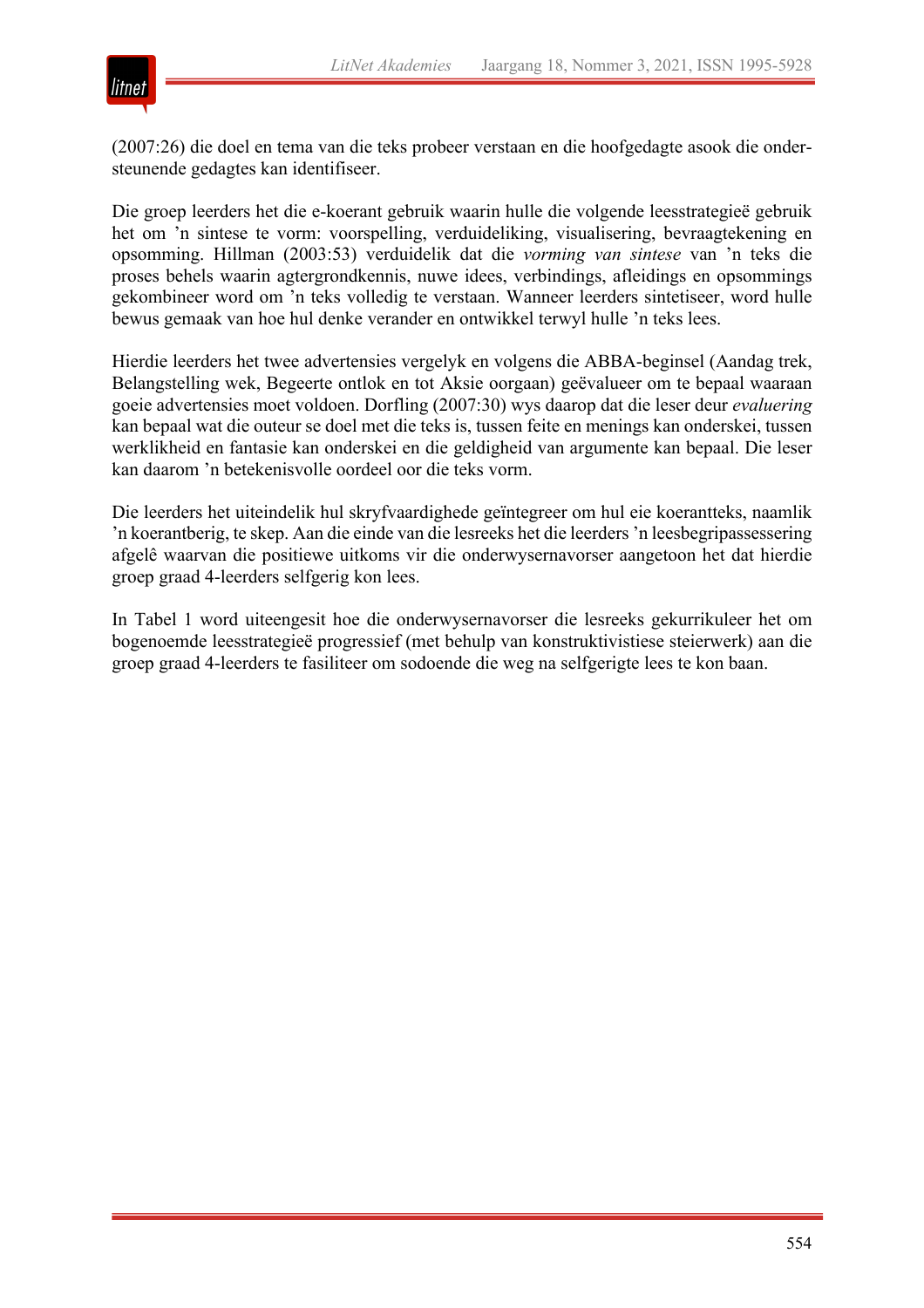(2007:26) die doel en tema van die teks probeer verstaan en die hoofgedagte asook die ondersteunende gedagtes kan identifiseer.

Die groep leerders het die e-koerant gebruik waarin hulle die volgende leesstrategieë gebruik het om ’n sintese te vorm: voorspelling, verduideliking, visualisering, bevraagtekening en opsomming. Hillman (2003:53) verduidelik dat die *vorming van sintese* van ’n teks die proses behels waarin agtergrondkennis, nuwe idees, verbindings, afleidings en opsommings gekombineer word om ’n teks volledig te verstaan. Wanneer leerders sintetiseer, word hulle bewus gemaak van hoe hul denke verander en ontwikkel terwyl hulle ’n teks lees.

Hierdie leerders het twee advertensies vergelyk en volgens die ABBA-beginsel (Aandag trek, Belangstelling wek, Begeerte ontlok en tot Aksie oorgaan) geëvalueer om te bepaal waaraan goeie advertensies moet voldoen. Dorfling (2007:30) wys daarop dat die leser deur *evaluering* kan bepaal wat die outeur se doel met die teks is, tussen feite en menings kan onderskei, tussen werklikheid en fantasie kan onderskei en die geldigheid van argumente kan bepaal. Die leser kan daarom ’n betekenisvolle oordeel oor die teks vorm.

Die leerders het uiteindelik hul skryfvaardighede geïntegreer om hul eie koerantteks, naamlik ’n koerantberig, te skep. Aan die einde van die lesreeks het die leerders ’n leesbegripassessering afgelê waarvan die positiewe uitkoms vir die onderwysernavorser aangetoon het dat hierdie groep graad 4-leerders selfgerig kon lees.

In Tabel 1 word uiteengesit hoe die onderwysernavorser die lesreeks gekurrikuleer het om bogenoemde leesstrategieë progressief (met behulp van konstruktivistiese steierwerk) aan die groep graad 4-leerders te fasiliteer om sodoende die weg na selfgerigte lees te kon baan.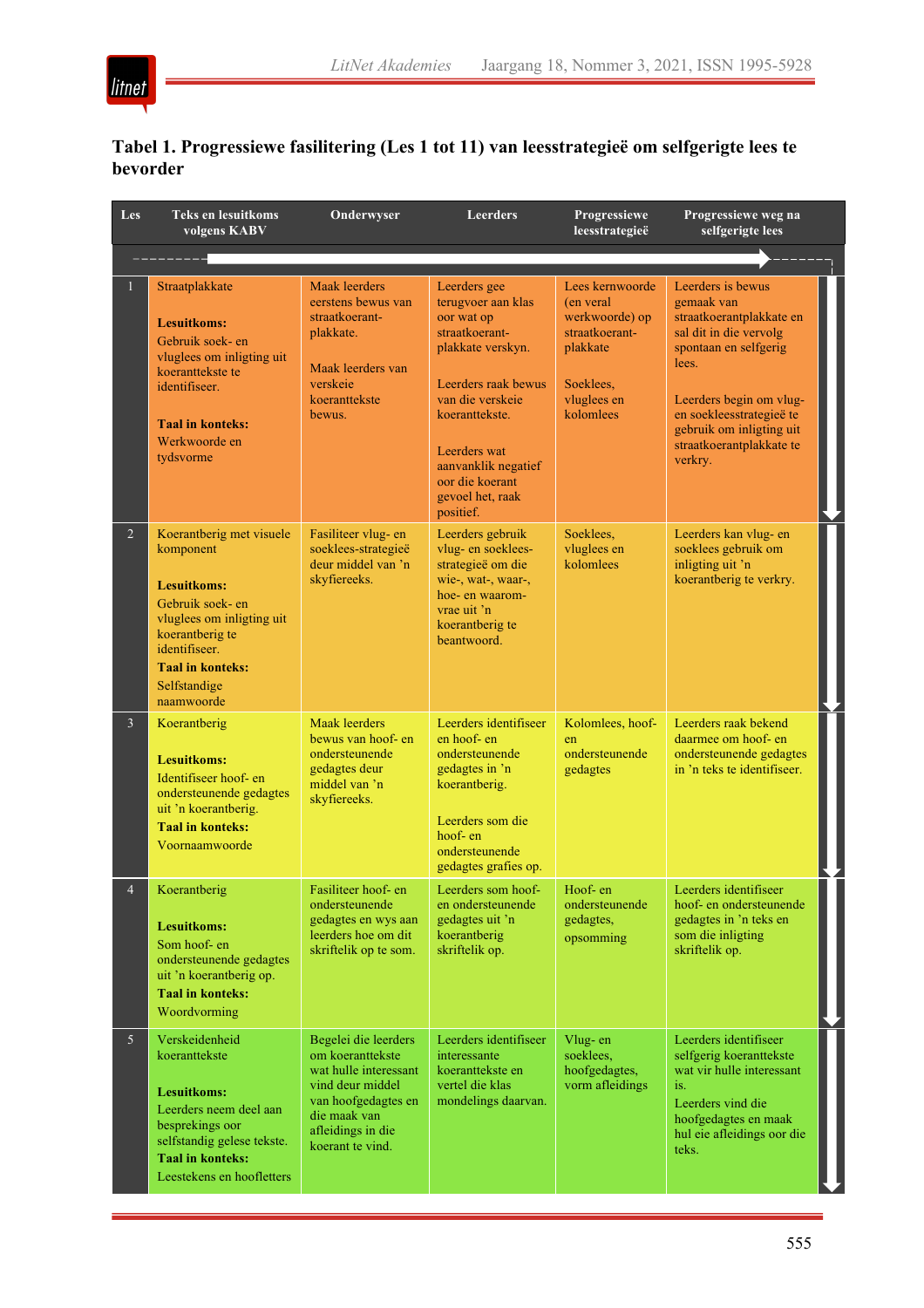**Tabel 1. Progressiewe fasilitering (Les 1 tot 11) van leesstrategieë om selfgerigte lees te bevorder**

| Les | Teks en lesuitkoms volgens KABV | Onderwyser | Leerders | Progressiewe leesstrategieë | Progressiewe weg na selfgerigte lees |
|---|---|---|---|---|---|
| 1 | Straatplakkate<br><br>**Lesuitkoms:**<br>Gebruik soek- en vluglees om inligting uit koeranttekste te identifiseer.<br><br>**Taal in konteks:**<br>Werkwoorde en tydsvorme | Maak leerders eerstens bewus van straatkoerant-plakkate.<br><br>Maak leerders van verskeie koeranttekste bewus. | Leerders gee terugvoer aan klas oor wat op straatkoerant-plakkate verskyn.<br><br>Leerders raak bewus van die verskeie koeranttekste.<br><br>Leerders wat aanvanklik negatief oor die koerant gevoel het, raak positief. | Lees kernwoorde (en veral werkwoorde) op straatkoerant-plakkate<br><br>Soeklees, vluglees en kolomlees | Leerders is bewus gemaak van straatkoerantplakkate en sal dit in die vervolg spontaan en selfgerig lees.<br><br>Leerders begin om vlug- en soekleesstrategieë te gebruik om inligting uit straatkoerantplakkate te verkry. |
| 2 | Koerantberig met visuele komponent<br><br>**Lesuitkoms:**<br>Gebruik soek- en vluglees om inligting uit koerantberig te identifiseer.<br>**Taal in konteks:**<br>Selfstandige naamwoorde | Fasiliteer vlug- en soeklees-strategieë deur middel van 'n skyfiereeks. | Leerders gebruik vlug- en soeklees-strategieë om die wie-, wat-, waar-, hoe- en waarom-vrae uit 'n koerantberig te beantwoord. | Soeklees, vluglees en kolomlees | Leerders kan vlug- en soeklees gebruik om inligting uit 'n koerantberig te verkry. |
| 3 | Koerantberig<br><br>**Lesuitkoms:**<br>Identifiseer hoof- en ondersteunende gedagtes uit 'n koerantberig.<br>**Taal in konteks:**<br>Voornaamwoorde | Maak leerders bewus van hoof- en ondersteunende gedagtes deur middel van 'n skyfiereeks. | Leerders identifiseer en hoof- en ondersteunende gedagtes in 'n koerantberig.<br><br>Leerders som die hoof- en ondersteunende gedagtes grafies op. | Kolomlees, hoof- en ondersteunende gedagtes | Leerders raak bekend daarmee om hoof- en ondersteunende gedagtes in 'n teks te identifiseer. |
| 4 | Koerantberig<br><br>**Lesuitkoms:**<br>Som hoof- en ondersteunende gedagtes uit 'n koerantberig op.<br>**Taal in konteks:**<br>Woordvorming | Fasiliteer hoof- en ondersteunende gedagtes en wys aan leerders hoe om dit skriftelik op te som. | Leerders som hoof- en ondersteunende gedagtes uit 'n koerantberig skriftelik op. | Hoof- en ondersteunende gedagtes, opsomming | Leerders identifiseer hoof- en ondersteunende gedagtes in 'n teks en som die inligting skriftelik op. |
| 5 | Verskeidenheid koeranttekste<br><br>**Lesuitkoms:**<br>Leerders neem deel aan besprekings oor selfstandig gelese tekste.<br>**Taal in konteks:**<br>Leestekens en hoofletters | Begelei die leerders om koeranttekste wat hulle interessant vind deur middel van hoofgedagtes en die maak van afleidings in die koerant te vind. | Leerders identifiseer interessante koeranttekste en vertel die klas mondelings daarvan. | Vlug- en soeklees, hoofgedagtes, vorm afleidings | Leerders identifiseer selfgerig koeranttekste wat vir hulle interessant is.<br>Leerders vind die hoofgedagtes en maak hul eie afleidings oor die teks. |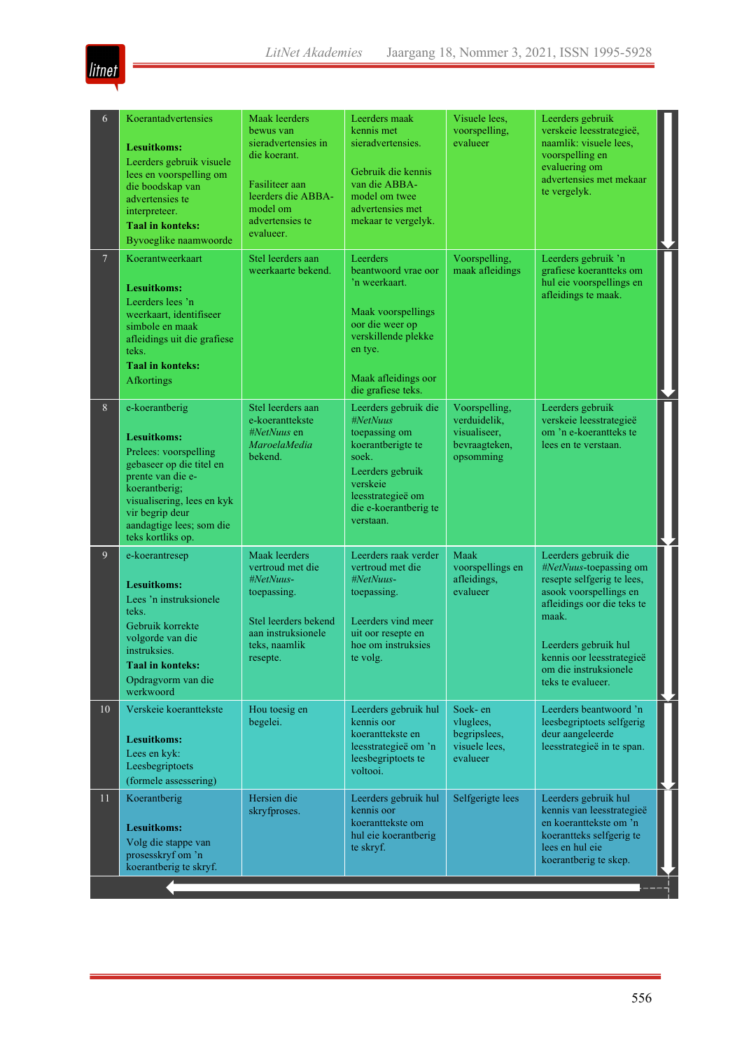| 6 | Koerantadvertensies<br><br>**Lesuitkoms:**<br>Leerders gebruik visuele lees en voorspelling om die boodskap van advertensies te interpreteer.<br>**Taal in konteks:**<br>Byvoeglike naamwoorde | Maak leerders bewus van sieradvertensies in die koerant.<br><br>Fasiliteer aan leerders die ABBA-model om advertensies te evalueer. | Leerders maak kennis met sieradvertensies.<br><br>Gebruik die kennis van die ABBA-model om twee advertensies met mekaar te vergelyk. | Visuele lees, voorspelling, evalueer | Leerders gebruik verskeie leesstrategieë, naamlik: visuele lees, voorspelling en evaluering om advertensies met mekaar te vergelyk. |
|---|---|---|---|---|---|
| 7 | Koerantweerkaart<br><br>**Lesuitkoms:**<br>Leerders lees ’n weerkaart, identifiseer simbole en maak afleidings uit die grafiese teks.<br>**Taal in konteks:**<br>Afkortings | Stel leerders aan weerkaarte bekend. | Leerders beantwoord vrae oor ’n weerkaart.<br><br>Maak voorspellings oor die weer op verskillende plekke en tye.<br><br>Maak afleidings oor die grafiese teks. | Voorspelling, maak afleidings | Leerders gebruik ’n grafiese koerantteks om hul eie voorspellings en afleidings te maak. |
| 8 | e-koerantberig<br><br>**Lesuitkoms:**<br>Prelees: voorspelling gebaseer op die titel en prente van die e-koerantberig; visualisering, lees en kyk vir begrip deur aandagtige lees; som die teks kortliks op. | Stel leerders aan e-koeranttekste *#NetNuus* en *MaroelaMedia* bekend. | Leerders gebruik die *#NetNuus* toepassing om koerantberigte te soek.<br>Leerders gebruik verskeie leesstrategieë om die e-koerantberig te verstaan. | Voorspelling, verduidelik, visualiseer, bevraagteken, opsomming | Leerders gebruik verskeie leesstrategieë om ’n e-koerantteks te lees en te verstaan. |
| 9 | e-koerantresep<br><br>**Lesuitkoms:**<br>Lees ’n instruksionele teks.<br>Gebruik korrekte volgorde van die instruksies.<br>**Taal in konteks:**<br>Opdragvorm van die werkwoord | Maak leerders vertroud met die *#NetNuus*-toepassing.<br><br>Stel leerders bekend aan instruksionele teks, naamlik resepte. | Leerders raak verder vertroud met die *#NetNuus*-toepassing.<br><br>Leerders vind meer uit oor resepte en hoe om instruksies te volg. | Maak voorspellings en afleidings, evalueer | Leerders gebruik die *#NetNuus*-toepassing om resepte selfgerig te lees, asook voorspellings en afleidings oor die teks te maak.<br><br>Leerders gebruik hul kennis oor leesstrategieë om die instruksionele teks te evalueer. |
| 10 | Verskeie koeranttekste<br><br>**Lesuitkoms:**<br>Lees en kyk:<br>Leesbegriptoets<br>(formele assessering) | Hou toesig en begelei. | Leerders gebruik hul kennis oor koeranttekste en leesstrategieë om ’n leesbegriptoets te voltooi. | Soek- en vluglees, begripslees, visuele lees, evalueer | Leerders beantwoord ’n leesbegriptoets selfgerig deur aangeleerde leesstrategieë in te span. |
| 11 | Koerantberig<br><br>**Lesuitkoms:**<br>Volg die stappe van prosesskryf om ’n koerantberig te skryf. | Hersien die skryfproses. | Leerders gebruik hul kennis oor koeranttekste om hul eie koerantberig te skryf. | Selfgerigte lees | Leerders gebruik hul kennis van leesstrategieë en koeranttekste om ’n koerantteks selfgerig te lees en hul eie koerantberig te skep. |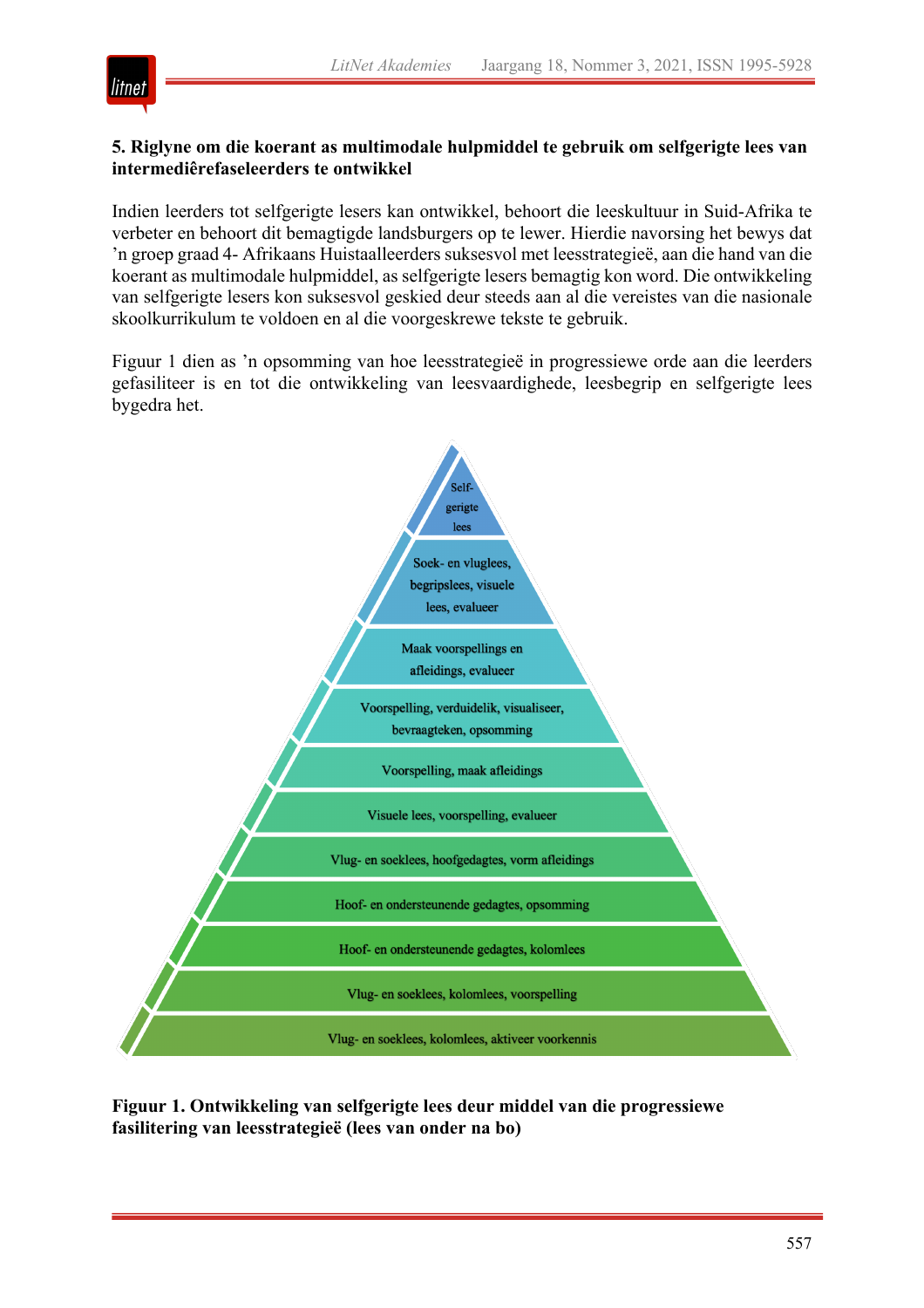**5. Riglyne om die koerant as multimodale hulpmiddel te gebruik om selfgerigte lees van intermediêrefaseleerders te ontwikkel**

Indien leerders tot selfgerigte lesers kan ontwikkel, behoort die leeskultuur in Suid-Afrika te verbeter en behoort dit bemagtigde landsburgers op te lewer. Hierdie navorsing het bewys dat ’n groep graad 4- Afrikaans Huistaalleerders suksesvol met leesstrategieë, aan die hand van die koerant as multimodale hulpmiddel, as selfgerigte lesers bemagtig kon word. Die ontwikkeling van selfgerigte lesers kon suksesvol geskied deur steeds aan al die vereistes van die nasionale skoolkurrikulum te voldoen en al die voorgeskrewe tekste te gebruik.

Figuur 1 dien as ’n opsomming van hoe leesstrategieë in progressiewe orde aan die leerders gefasiliteer is en tot die ontwikkeling van leesvaardighede, leesbegrip en selfgerigte lees bygedra het.

- Self-gerigte lees
- Soek- en vluglees, begripslees, visuele lees, evalueer
- Maak voorspellings en afleidings, evalueer
- Voorspelling, verduidelik, visualiseer, bevraagteken, opsomming
- Voorspelling, maak afleidings
- Visuele lees, voorspelling, evalueer
- Vlug- en soeklees, hoofgedagtes, vorm afleidings
- Hoof- en ondersteunende gedagtes, opsomming
- Hoof- en ondersteunende gedagtes, kolomlees
- Vlug- en soeklees, kolomlees, voorspelling
- Vlug- en soeklees, kolomlees, aktiveer voorkennis

**Figuur 1. Ontwikkeling van selfgerigte lees deur middel van die progressiewe fasilitering van leesstrategieë (lees van onder na bo)**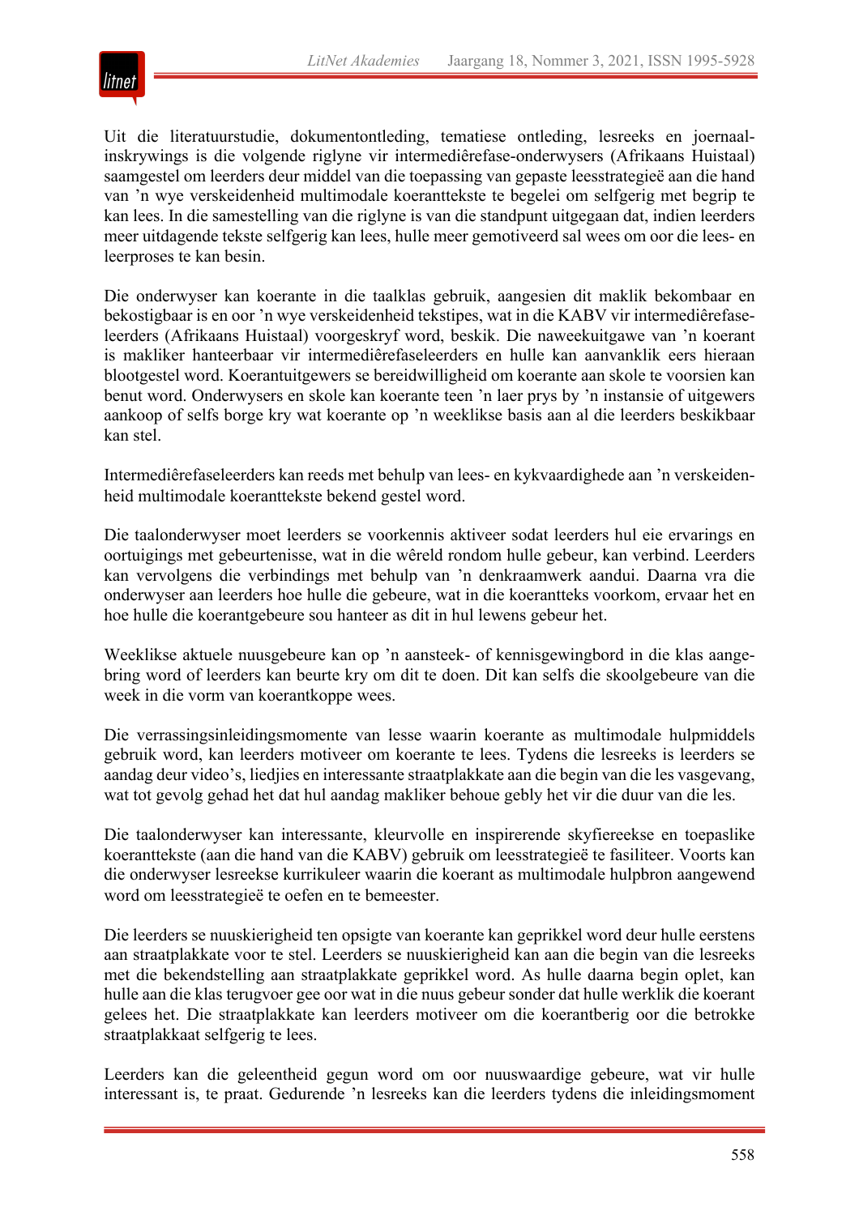Uit die literatuurstudie, dokumentontleding, tematiese ontleding, lesreeks en joernaal-inskrywings is die volgende riglyne vir intermediêrefase-onderwysers (Afrikaans Huistaal) saamgestel om leerders deur middel van die toepassing van gepaste leesstrategieë aan die hand van 'n wye verskeidenheid multimodale koeranttekste te begelei om selfgerig met begrip te kan lees. In die samestelling van die riglyne is van die standpunt uitgegaan dat, indien leerders meer uitdagende tekste selfgerig kan lees, hulle meer gemotiveerd sal wees om oor die lees- en leerproses te kan besin.

Die onderwyser kan koerante in die taalklas gebruik, aangesien dit maklik bekombaar en bekostigbaar is en oor 'n wye verskeidenheid tekstipes, wat in die KABV vir intermediêrefase-leerders (Afrikaans Huistaal) voorgeskryf word, beskik. Die naweekuitgawe van 'n koerant is makliker hanteerbaar vir intermediêrefaseleerders en hulle kan aanvanklik eers hieraan blootgestel word. Koerantuitgewers se bereidwilligheid om koerante aan skole te voorsien kan benut word. Onderwysers en skole kan koerante teen 'n laer prys by 'n instansie of uitgewers aankoop of selfs borge kry wat koerante op 'n weeklikse basis aan al die leerders beskikbaar kan stel.

Intermediêrefaseleerders kan reeds met behulp van lees- en kykvaardighede aan 'n verskeidenheid multimodale koeranttekste bekend gestel word.

Die taalonderwyser moet leerders se voorkennis aktiveer sodat leerders hul eie ervarings en oortuigings met gebeurtenisse, wat in die wêreld rondom hulle gebeur, kan verbind. Leerders kan vervolgens die verbindings met behulp van 'n denkraamwerk aandui. Daarna vra die onderwyser aan leerders hoe hulle die gebeure, wat in die koeranttеks voorkom, ervaar het en hoe hulle die koerantgebeure sou hanteer as dit in hul lewens gebeur het.

Weeklikse aktuele nuusgebeure kan op 'n aansteek- of kennisgewingbord in die klas aangebring word of leerders kan beurte kry om dit te doen. Dit kan selfs die skoolgebeure van die week in die vorm van koerantkoppe wees.

Die verrassingsinleidingsmomente van lesse waarin koerante as multimodale hulpmiddels gebruik word, kan leerders motiveer om koerante te lees. Tydens die lesreeks is leerders se aandag deur video's, liedjies en interessante straatplakkate aan die begin van die les vasgevang, wat tot gevolg gehad het dat hul aandag makliker behoue gebly het vir die duur van die les.

Die taalonderwyser kan interessante, kleurvolle en inspirerende skyfiereekse en toepaslike koeranttekste (aan die hand van die KABV) gebruik om leesstrategieë te fasiliteer. Voorts kan die onderwyser lesreekse kurrikuleer waarin die koerant as multimodale hulpbron aangewend word om leesstrategieë te oefen en te bemeester.

Die leerders se nuuskierigheid ten opsigte van koerante kan geprikkel word deur hulle eerstens aan straatplakkate voor te stel. Leerders se nuuskierigheid kan aan die begin van die lesreeks met die bekendstelling aan straatplakkate geprikkel word. As hulle daarna begin oplet, kan hulle aan die klas terugvoer gee oor wat in die nuus gebeur sonder dat hulle werklik die koerant gelees het. Die straatplakkate kan leerders motiveer om die koerantberig oor die betrokke straatplakkaat selfgerig te lees.

Leerders kan die geleentheid gegun word om oor nuuswaardige gebeure, wat vir hulle interessant is, te praat. Gedurende 'n lesreeks kan die leerders tydens die inleidingsmoment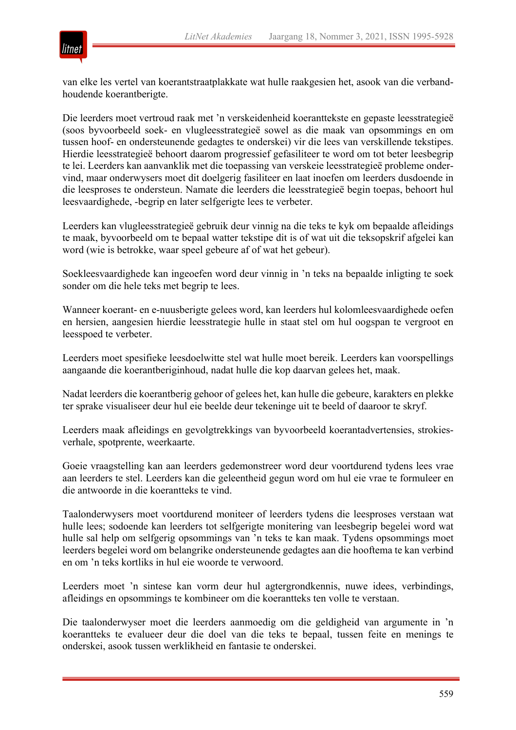van elke les vertel van koerantstraatplakkate wat hulle raakgesien het, asook van die verbandhoudende koerantberigte.

Die leerders moet vertroud raak met ’n verskeidenheid koeranttekste en gepaste leesstrategieë (soos byvoorbeeld soek- en vlugleesstrategieë sowel as die maak van opsommings en om tussen hoof- en ondersteunende gedagtes te onderskei) vir die lees van verskillende tekstipes. Hierdie leesstrategieë behoort daarom progressief gefasiliteer te word om tot beter leesbegrip te lei. Leerders kan aanvanklik met die toepassing van verskeie leesstrategieë probleme ondervind, maar onderwysers moet dit doelgerig fasiliteer en laat inoefen om leerders dusdoende in die leesproses te ondersteun. Namate die leerders die leesstrategieë begin toepas, behoort hul leesvaardighede, -begrip en later selfgerigte lees te verbeter.

Leerders kan vlugleesstrategieë gebruik deur vinnig na die teks te kyk om bepaalde afleidings te maak, byvoorbeeld om te bepaal watter tekstipe dit is of wat uit die teksopskrif afgelei kan word (wie is betrokke, waar speel gebeure af of wat het gebeur).

Soekleesvaardighede kan ingeoefen word deur vinnig in ’n teks na bepaalde inligting te soek sonder om die hele teks met begrip te lees.

Wanneer koerant- en e-nuusberigte gelees word, kan leerders hul kolomleesvaardighede oefen en hersien, aangesien hierdie leesstrategie hulle in staat stel om hul oogspan te vergroot en leesspoed te verbeter.

Leerders moet spesifieke leesdoelwitte stel wat hulle moet bereik. Leerders kan voorspellings aangaande die koerantberiginhoud, nadat hulle die kop daarvan gelees het, maak.

Nadat leerders die koerantberig gehoor of gelees het, kan hulle die gebeure, karakters en plekke ter sprake visualiseer deur hul eie beelde deur tekeninge uit te beeld of daaroor te skryf.

Leerders maak afleidings en gevolgtrekkings van byvoorbeeld koerantadvertensies, strokiesverhale, spotprente, weerkaarte.

Goeie vraagstelling kan aan leerders gedemonstreer word deur voortdurend tydens lees vrae aan leerders te stel. Leerders kan die geleentheid gegun word om hul eie vrae te formuleer en die antwoorde in die koerantteks te vind.

Taalonderwysers moet voortdurend moniteer of leerders tydens die leesproses verstaan wat hulle lees; sodoende kan leerders tot selfgerigte monitering van leesbegrip begelei word wat hulle sal help om selfgerig opsommings van ’n teks te kan maak. Tydens opsommings moet leerders begelei word om belangrike ondersteunende gedagtes aan die hooftema te kan verbind en om ’n teks kortliks in hul eie woorde te verwoord.

Leerders moet ’n sintese kan vorm deur hul agtergrondkennis, nuwe idees, verbindings, afleidings en opsommings te kombineer om die koerantteks ten volle te verstaan.

Die taalonderwyser moet die leerders aanmoedig om die geldigheid van argumente in ’n koerantteks te evalueer deur die doel van die teks te bepaal, tussen feite en menings te onderskei, asook tussen werklikheid en fantasie te onderskei.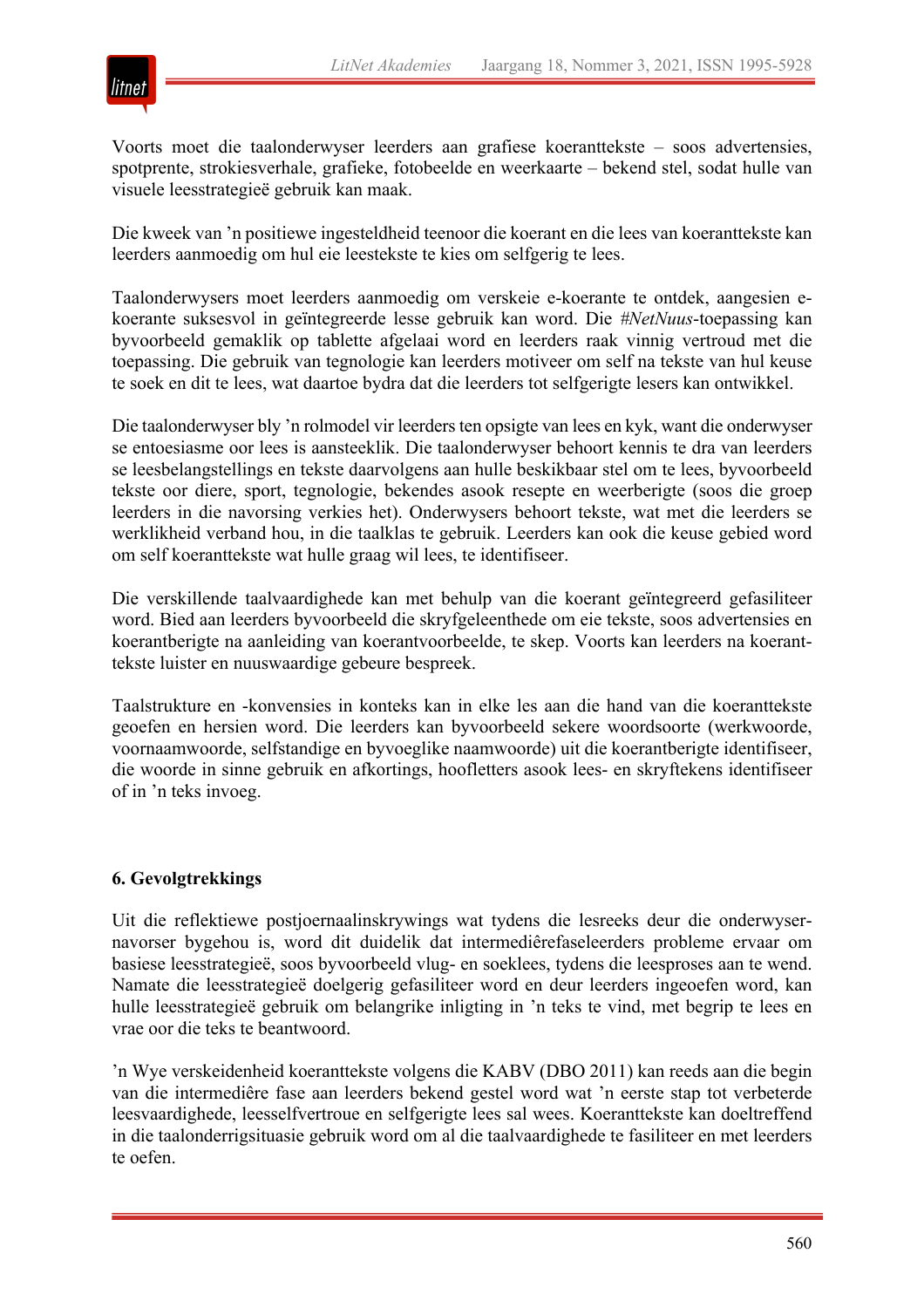Voorts moet die taalonderwyser leerders aan grafiese koeranttekste – soos advertensies, spotprente, strokiesverhale, grafieke, fotobeelde en weerkaarte – bekend stel, sodat hulle van visuele leesstrategieë gebruik kan maak.

Die kweek van ’n positiewe ingesteldheid teenoor die koerant en die lees van koeranttekste kan leerders aanmoedig om hul eie leestekste te kies om selfgerig te lees.

Taalonderwysers moet leerders aanmoedig om verskeie e-koerante te ontdek, aangesien e-koerante suksesvol in geïntegreerde lesse gebruik kan word. Die *#NetNuus*-toepassing kan byvoorbeeld gemaklik op tablette afgelaai word en leerders raak vinnig vertroud met die toepassing. Die gebruik van tegnologie kan leerders motiveer om self na tekste van hul keuse te soek en dit te lees, wat daartoe bydra dat die leerders tot selfgerigte lesers kan ontwikkel.

Die taalonderwyser bly ’n rolmodel vir leerders ten opsigte van lees en kyk, want die onderwyser se entoesiasme oor lees is aansteeklik. Die taalonderwyser behoort kennis te dra van leerders se leesbelangstellings en tekste daarvolgens aan hulle beskikbaar stel om te lees, byvoorbeeld tekste oor diere, sport, tegnologie, bekendes asook resepte en weerberigte (soos die groep leerders in die navorsing verkies het). Onderwysers behoort tekste, wat met die leerders se werklikheid verband hou, in die taalklas te gebruik. Leerders kan ook die keuse gebied word om self koeranttekste wat hulle graag wil lees, te identifiseer.

Die verskillende taalvaardighede kan met behulp van die koerant geïntegreerd gefasiliteer word. Bied aan leerders byvoorbeeld die skryfgeleenthede om eie tekste, soos advertensies en koerantberigte na aanleiding van koerantvoorbeelde, te skep. Voorts kan leerders na koeranttekste luister en nuuswaardige gebeure bespreek.

Taalstrukture en -konvensies in konteks kan in elke les aan die hand van die koeranttekste geoefen en hersien word. Die leerders kan byvoorbeeld sekere woordsoorte (werkwoorde, voornaamwoorde, selfstandige en byvoeglike naamwoorde) uit die koerantberigte identifiseer, die woorde in sinne gebruik en afkortings, hoofletters asook lees- en skryftekens identifiseer of in ’n teks invoeg.

## 6. Gevolgtrekkings

Uit die reflektiewe postjoernaalinskrywings wat tydens die lesreeks deur die onderwyser-navorser bygehou is, word dit duidelik dat intermediêrefaseleerders probleme ervaar om basiese leesstrategieë, soos byvoorbeeld vlug- en soeklees, tydens die leesproses aan te wend. Namate die leesstrategieë doelgerig gefasiliteer word en deur leerders ingeoefen word, kan hulle leesstrategieë gebruik om belangrike inligting in ’n teks te vind, met begrip te lees en vrae oor die teks te beantwoord.

’n Wye verskeidenheid koeranttekste volgens die KABV (DBO 2011) kan reeds aan die begin van die intermediêre fase aan leerders bekend gestel word wat ’n eerste stap tot verbeterde leesvaardighede, leesselfvertroue en selfgerigte lees sal wees. Koeranttekste kan doeltreffend in die taalonderrigsituasie gebruik word om al die taalvaardighede te fasiliteer en met leerders te oefen.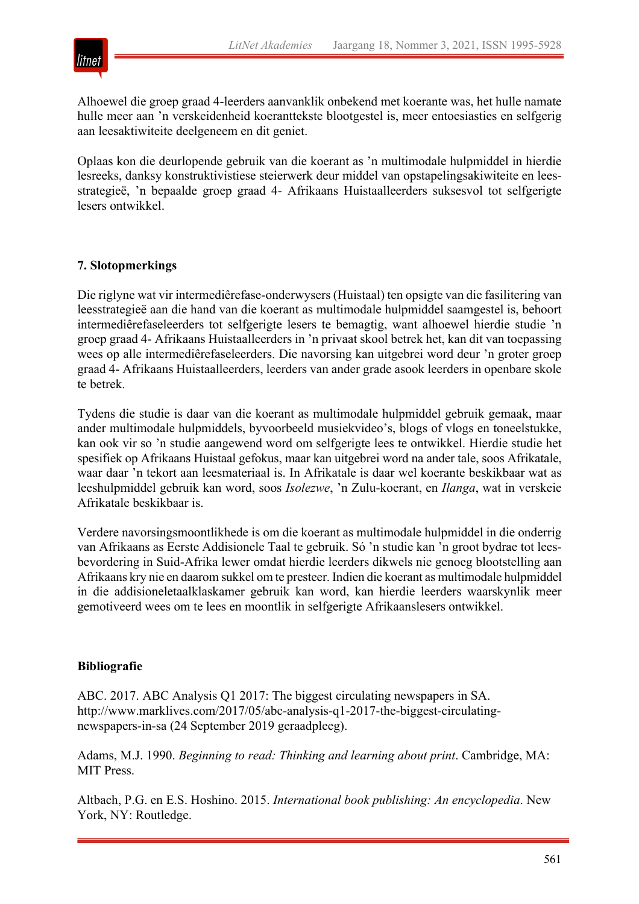Alhoewel die groep graad 4-leerders aanvanklik onbekend met koerante was, het hulle namate hulle meer aan ’n verskeidenheid koeranttekste blootgestel is, meer entoesiasties en selfgerig aan leesaktiwiteite deelgeneem en dit geniet.

Oplaas kon die deurlopende gebruik van die koerant as ’n multimodale hulpmiddel in hierdie lesreeks, danksy konstruktivistiese steierwerk deur middel van opstapelingsakiwiteite en leesstrategieë, ’n bepaalde groep graad 4- Afrikaans Huistaalleerders suksesvol tot selfgerigte lesers ontwikkel.

## 7. Slotopmerkings

Die riglyne wat vir intermediêrefase-onderwysers (Huistaal) ten opsigte van die fasilitering van leesstrategieë aan die hand van die koerant as multimodale hulpmiddel saamgestel is, behoort intermediêrefaseleerders tot selfgerigte lesers te bemagtig, want alhoewel hierdie studie ’n groep graad 4- Afrikaans Huistaalleerders in ’n privaat skool betrek het, kan dit van toepassing wees op alle intermediêrefaseleerders. Die navorsing kan uitgebrei word deur ’n groter groep graad 4- Afrikaans Huistaalleerders, leerders van ander grade asook leerders in openbare skole te betrek.

Tydens die studie is daar van die koerant as multimodale hulpmiddel gebruik gemaak, maar ander multimodale hulpmiddels, byvoorbeeld musiekvideo’s, blogs of vlogs en toneelstukke, kan ook vir so ’n studie aangewend word om selfgerigte lees te ontwikkel. Hierdie studie het spesifiek op Afrikaans Huistaal gefokus, maar kan uitgebrei word na ander tale, soos Afrikatale, waar daar ’n tekort aan leesmateriaal is. In Afrikatale is daar wel koerante beskikbaar wat as leeshulpmiddel gebruik kan word, soos *Isolezwe*, ’n Zulu-koerant, en *Ilanga*, wat in verskeie Afrikatale beskikbaar is.

Verdere navorsingsmoontlikhede is om die koerant as multimodale hulpmiddel in die onderrig van Afrikaans as Eerste Addisionele Taal te gebruik. Só ’n studie kan ’n groot bydrae tot leesbevordering in Suid-Afrika lewer omdat hierdie leerders dikwels nie genoeg blootstelling aan Afrikaans kry nie en daarom sukkel om te presteer. Indien die koerant as multimodale hulpmiddel in die addisioneletaalklaskamer gebruik kan word, kan hierdie leerders waarskynlik meer gemotiveerd wees om te lees en moontlik in selfgerigte Afrikaanslesers ontwikkel.

## Bibliografie

ABC. 2017. ABC Analysis Q1 2017: The biggest circulating newspapers in SA. http://www.marklives.com/2017/05/abc-analysis-q1-2017-the-biggest-circulating-newspapers-in-sa (24 September 2019 geraadpleeg).

Adams, M.J. 1990. *Beginning to read: Thinking and learning about print*. Cambridge, MA: MIT Press.

Altbach, P.G. en E.S. Hoshino. 2015. *International book publishing: An encyclopedia*. New York, NY: Routledge.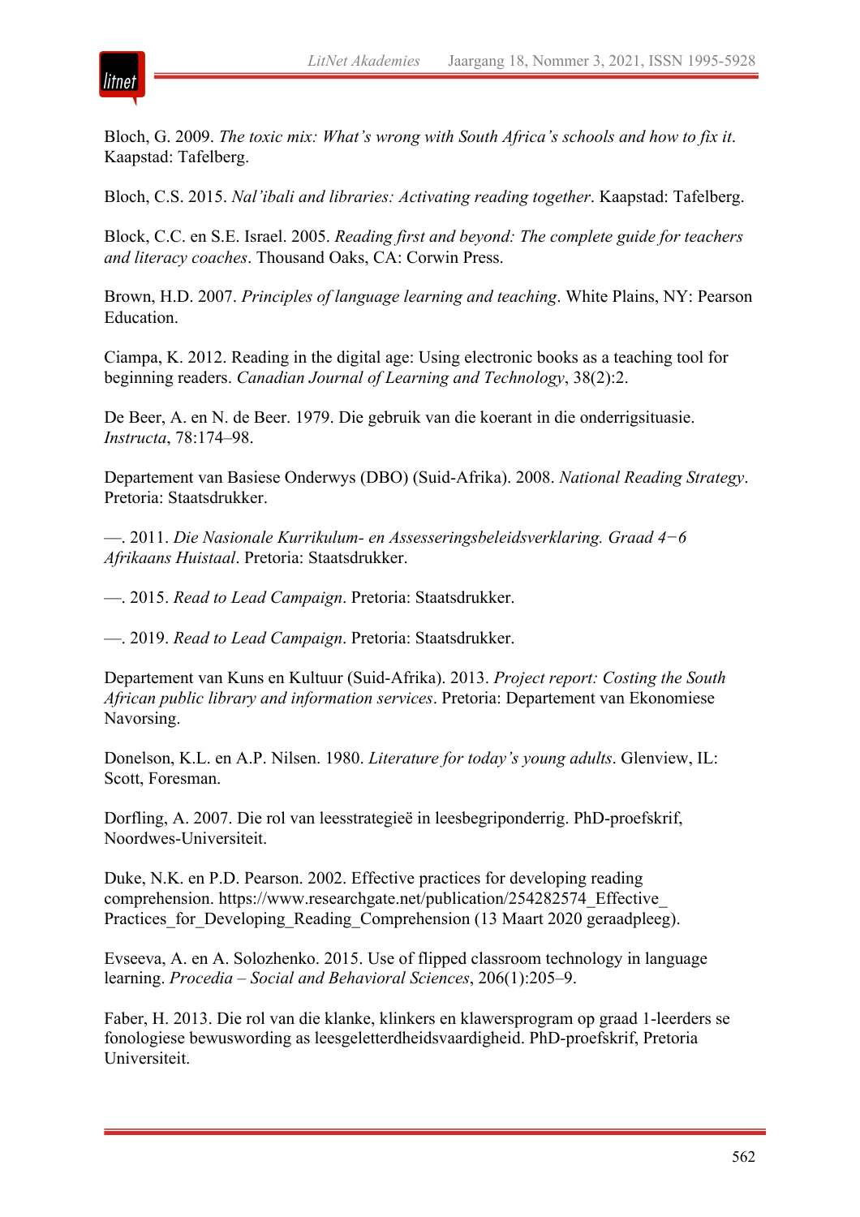Bloch, G. 2009. *The toxic mix: What's wrong with South Africa's schools and how to fix it*. Kaapstad: Tafelberg.

Bloch, C.S. 2015. *Nal'ibali and libraries: Activating reading together*. Kaapstad: Tafelberg.

Block, C.C. en S.E. Israel. 2005. *Reading first and beyond: The complete guide for teachers and literacy coaches*. Thousand Oaks, CA: Corwin Press.

Brown, H.D. 2007. *Principles of language learning and teaching*. White Plains, NY: Pearson Education.

Ciampa, K. 2012. Reading in the digital age: Using electronic books as a teaching tool for beginning readers. *Canadian Journal of Learning and Technology*, 38(2):2.

De Beer, A. en N. de Beer. 1979. Die gebruik van die koerant in die onderrigsituasie. *Instructa*, 78:174–98.

Departement van Basiese Onderwys (DBO) (Suid-Afrika). 2008. *National Reading Strategy*. Pretoria: Staatsdrukker.

—. 2011. *Die Nasionale Kurrikulum- en Assesseringsbeleidsverklaring. Graad 4−6 Afrikaans Huistaal*. Pretoria: Staatsdrukker.

—. 2015. *Read to Lead Campaign*. Pretoria: Staatsdrukker.

—. 2019. *Read to Lead Campaign*. Pretoria: Staatsdrukker.

Departement van Kuns en Kultuur (Suid-Afrika). 2013. *Project report: Costing the South African public library and information services*. Pretoria: Departement van Ekonomiese Navorsing.

Donelson, K.L. en A.P. Nilsen. 1980. *Literature for today's young adults*. Glenview, IL: Scott, Foresman.

Dorfling, A. 2007. Die rol van leesstrategieë in leesbegriponderrig. PhD-proefskrif, Noordwes-Universiteit.

Duke, N.K. en P.D. Pearson. 2002. Effective practices for developing reading comprehension. https://www.researchgate.net/publication/254282574_Effective_Practices_for_Developing_Reading_Comprehension (13 Maart 2020 geraadpleeg).

Evseeva, A. en A. Solozhenko. 2015. Use of flipped classroom technology in language learning. *Procedia – Social and Behavioral Sciences*, 206(1):205–9.

Faber, H. 2013. Die rol van die klanke, klinkers en klawersprogram op graad 1-leerders se fonologiese bewuswording as leesgeletterdheidsvaardigheid. PhD-proefskrif, Pretoria Universiteit.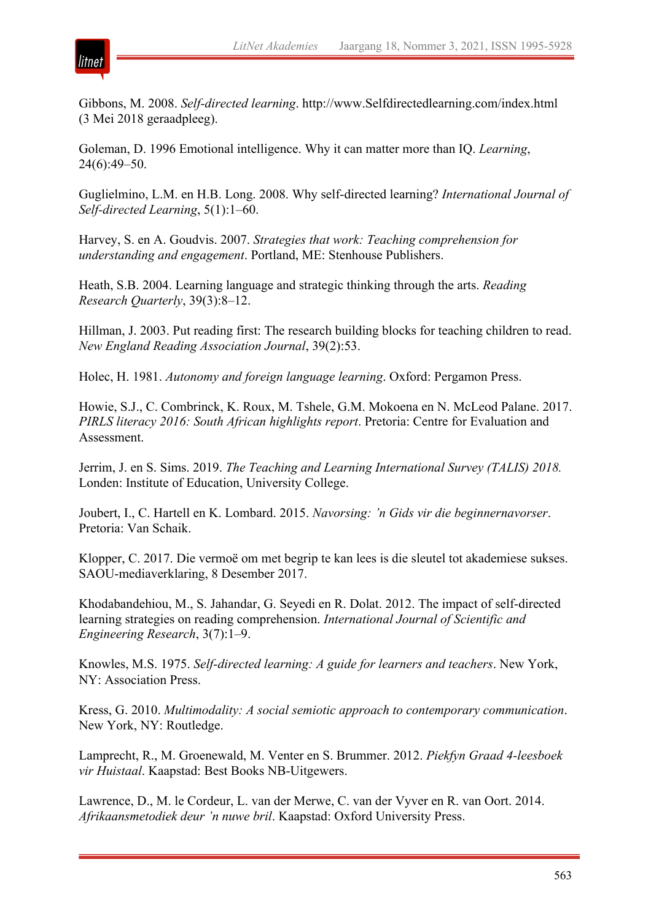Gibbons, M. 2008. *Self-directed learning*. http://www.Selfdirectedlearning.com/index.html (3 Mei 2018 geraadpleeg).

Goleman, D. 1996 Emotional intelligence. Why it can matter more than IQ. *Learning*, 24(6):49–50.

Guglielmino, L.M. en H.B. Long. 2008. Why self-directed learning? *International Journal of Self-directed Learning*, 5(1):1–60.

Harvey, S. en A. Goudvis. 2007. *Strategies that work: Teaching comprehension for understanding and engagement*. Portland, ME: Stenhouse Publishers.

Heath, S.B. 2004. Learning language and strategic thinking through the arts. *Reading Research Quarterly*, 39(3):8–12.

Hillman, J. 2003. Put reading first: The research building blocks for teaching children to read. *New England Reading Association Journal*, 39(2):53.

Holec, H. 1981. *Autonomy and foreign language learning*. Oxford: Pergamon Press.

Howie, S.J., C. Combrinck, K. Roux, M. Tshele, G.M. Mokoena en N. McLeod Palane. 2017. *PIRLS literacy 2016: South African highlights report*. Pretoria: Centre for Evaluation and Assessment.

Jerrim, J. en S. Sims. 2019. *The Teaching and Learning International Survey (TALIS) 2018.* Londen: Institute of Education, University College.

Joubert, I., C. Hartell en K. Lombard. 2015. *Navorsing: 'n Gids vir die beginnernavorser*. Pretoria: Van Schaik.

Klopper, C. 2017. Die vermoë om met begrip te kan lees is die sleutel tot akademiese sukses. SAOU-mediaverklaring, 8 Desember 2017.

Khodabandehiou, M., S. Jahandar, G. Seyedi en R. Dolat. 2012. The impact of self-directed learning strategies on reading comprehension. *International Journal of Scientific and Engineering Research*, 3(7):1–9.

Knowles, M.S. 1975. *Self-directed learning: A guide for learners and teachers*. New York, NY: Association Press.

Kress, G. 2010. *Multimodality: A social semiotic approach to contemporary communication*. New York, NY: Routledge.

Lamprecht, R., M. Groenewald, M. Venter en S. Brummer. 2012. *Piekfyn Graad 4-leesboek vir Huistaal*. Kaapstad: Best Books NB-Uitgewers.

Lawrence, D., M. le Cordeur, L. van der Merwe, C. van der Vyver en R. van Oort. 2014. *Afrikaansmetodiek deur 'n nuwe bril*. Kaapstad: Oxford University Press.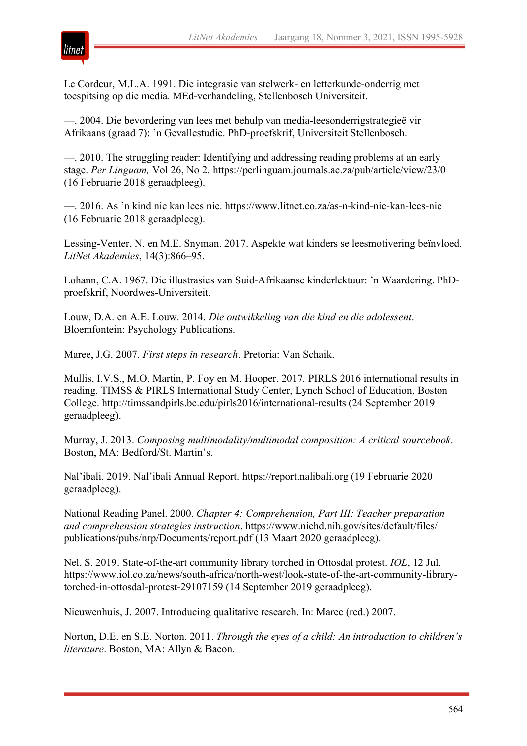Le Cordeur, M.L.A. 1991. Die integrasie van stelwerk- en letterkunde-onderrig met toespitsing op die media. MEd-verhandeling, Stellenbosch Universiteit.

—. 2004. Die bevordering van lees met behulp van media-leesonderrigstrategieë vir Afrikaans (graad 7): ’n Gevallestudie. PhD-proefskrif, Universiteit Stellenbosch.

—. 2010. The struggling reader: Identifying and addressing reading problems at an early stage. *Per Linguam,* Vol 26, No 2. https://perlinguam.journals.ac.za/pub/article/view/23/0 (16 Februarie 2018 geraadpleeg).

—. 2016. As ’n kind nie kan lees nie. https://www.litnet.co.za/as-n-kind-nie-kan-lees-nie (16 Februarie 2018 geraadpleeg).

Lessing-Venter, N. en M.E. Snyman. 2017. Aspekte wat kinders se leesmotivering beïnvloed. *LitNet Akademies*, 14(3):866–95.

Lohann, C.A. 1967. Die illustrasies van Suid-Afrikaanse kinderlektuur: ’n Waardering. PhD-proefskrif, Noordwes-Universiteit.

Louw, D.A. en A.E. Louw. 2014. *Die ontwikkeling van die kind en die adolessent*. Bloemfontein: Psychology Publications.

Maree, J.G. 2007. *First steps in research*. Pretoria: Van Schaik.

Mullis, I.V.S., M.O. Martin, P. Foy en M. Hooper. 2017. PIRLS 2016 international results in reading. TIMSS & PIRLS International Study Center, Lynch School of Education, Boston College. http://timssandpirls.bc.edu/pirls2016/international-results (24 September 2019 geraadpleeg).

Murray, J. 2013. *Composing multimodality/multimodal composition: A critical sourcebook*. Boston, MA: Bedford/St. Martin’s.

Nal’ibali. 2019. Nal’ibali Annual Report. https://report.nalibali.org (19 Februarie 2020 geraadpleeg).

National Reading Panel. 2000. *Chapter 4: Comprehension, Part III: Teacher preparation and comprehension strategies instruction*. https://www.nichd.nih.gov/sites/default/files/publications/pubs/nrp/Documents/report.pdf (13 Maart 2020 geraadpleeg).

Nel, S. 2019. State-of-the-art community library torched in Ottosdal protest. *IOL*, 12 Jul. https://www.iol.co.za/news/south-africa/north-west/look-state-of-the-art-community-library-torched-in-ottosdal-protest-29107159 (14 September 2019 geraadpleeg).

Nieuwenhuis, J. 2007. Introducing qualitative research. In: Maree (red.) 2007.

Norton, D.E. en S.E. Norton. 2011. *Through the eyes of a child: An introduction to children’s literature*. Boston, MA: Allyn & Bacon.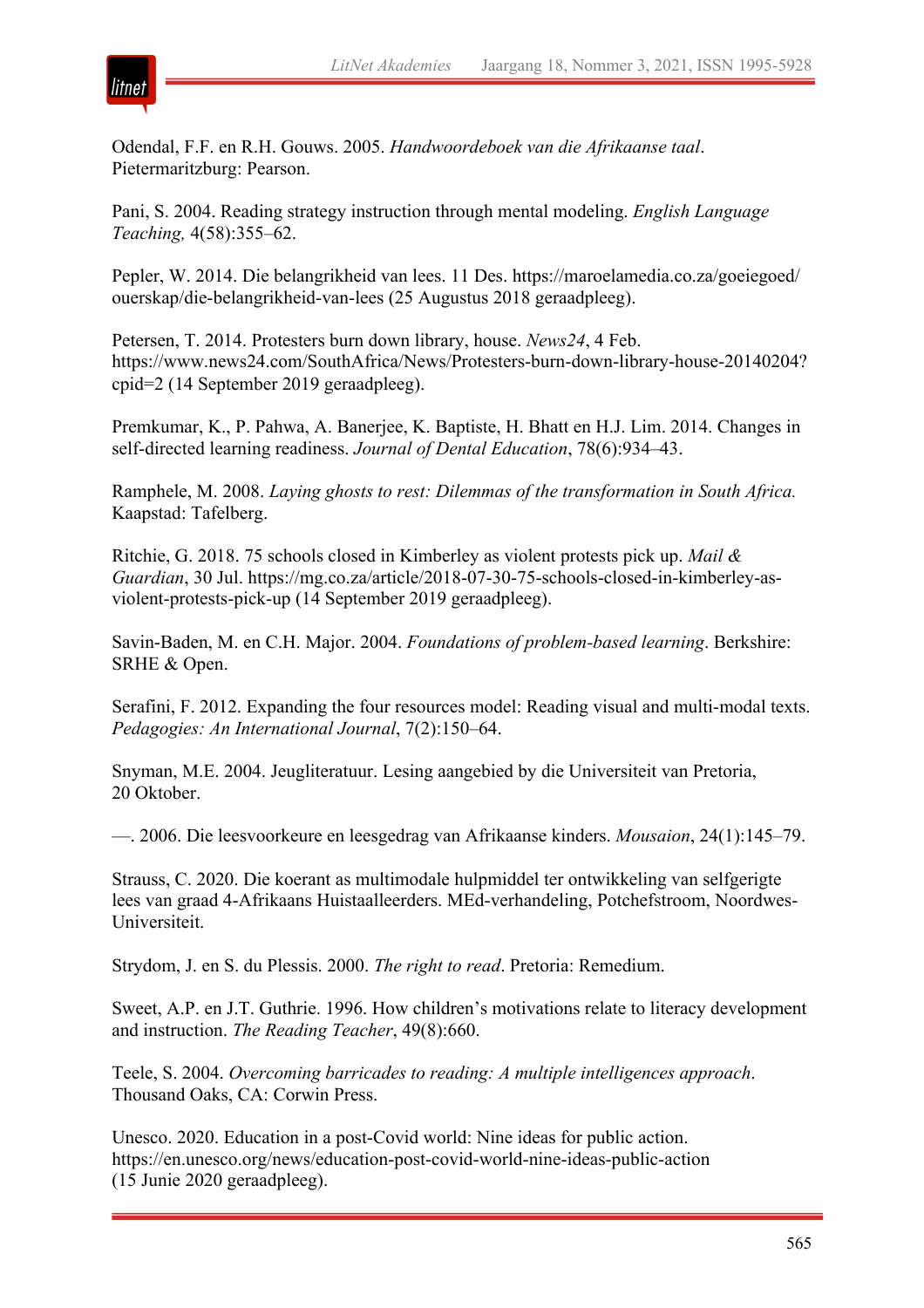Odendal, F.F. en R.H. Gouws. 2005. *Handwoordeboek van die Afrikaanse taal*. Pietermaritzburg: Pearson.

Pani, S. 2004. Reading strategy instruction through mental modeling. *English Language Teaching,* 4(58):355–62.

Pepler, W. 2014. Die belangrikheid van lees. 11 Des. https://maroelamedia.co.za/goeiegoed/ouerskap/die-belangrikheid-van-lees (25 Augustus 2018 geraadpleeg).

Petersen, T. 2014. Protesters burn down library, house. *News24*, 4 Feb. https://www.news24.com/SouthAfrica/News/Protesters-burn-down-library-house-20140204?cpid=2 (14 September 2019 geraadpleeg).

Premkumar, K., P. Pahwa, A. Banerjee, K. Baptiste, H. Bhatt en H.J. Lim. 2014. Changes in self-directed learning readiness. *Journal of Dental Education*, 78(6):934–43.

Ramphele, M. 2008. *Laying ghosts to rest: Dilemmas of the transformation in South Africa.* Kaapstad: Tafelberg.

Ritchie, G. 2018. 75 schools closed in Kimberley as violent protests pick up. *Mail & Guardian*, 30 Jul. https://mg.co.za/article/2018-07-30-75-schools-closed-in-kimberley-as-violent-protests-pick-up (14 September 2019 geraadpleeg).

Savin-Baden, M. en C.H. Major. 2004. *Foundations of problem-based learning*. Berkshire: SRHE & Open.

Serafini, F. 2012. Expanding the four resources model: Reading visual and multi-modal texts. *Pedagogies: An International Journal*, 7(2):150–64.

Snyman, M.E. 2004. Jeugliteratuur. Lesing aangebied by die Universiteit van Pretoria, 20 Oktober.

—. 2006. Die leesvoorkeure en leesgedrag van Afrikaanse kinders. *Mousaion*, 24(1):145–79.

Strauss, C. 2020. Die koerant as multimodale hulpmiddel ter ontwikkeling van selfgerigte lees van graad 4-Afrikaans Huistaalleerders. MEd-verhandeling, Potchefstroom, Noordwes-Universiteit.

Strydom, J. en S. du Plessis. 2000. *The right to read*. Pretoria: Remedium.

Sweet, A.P. en J.T. Guthrie. 1996. How children's motivations relate to literacy development and instruction. *The Reading Teacher*, 49(8):660.

Teele, S. 2004. *Overcoming barricades to reading: A multiple intelligences approach*. Thousand Oaks, CA: Corwin Press.

Unesco. 2020. Education in a post-Covid world: Nine ideas for public action. https://en.unesco.org/news/education-post-covid-world-nine-ideas-public-action (15 Junie 2020 geraadpleeg).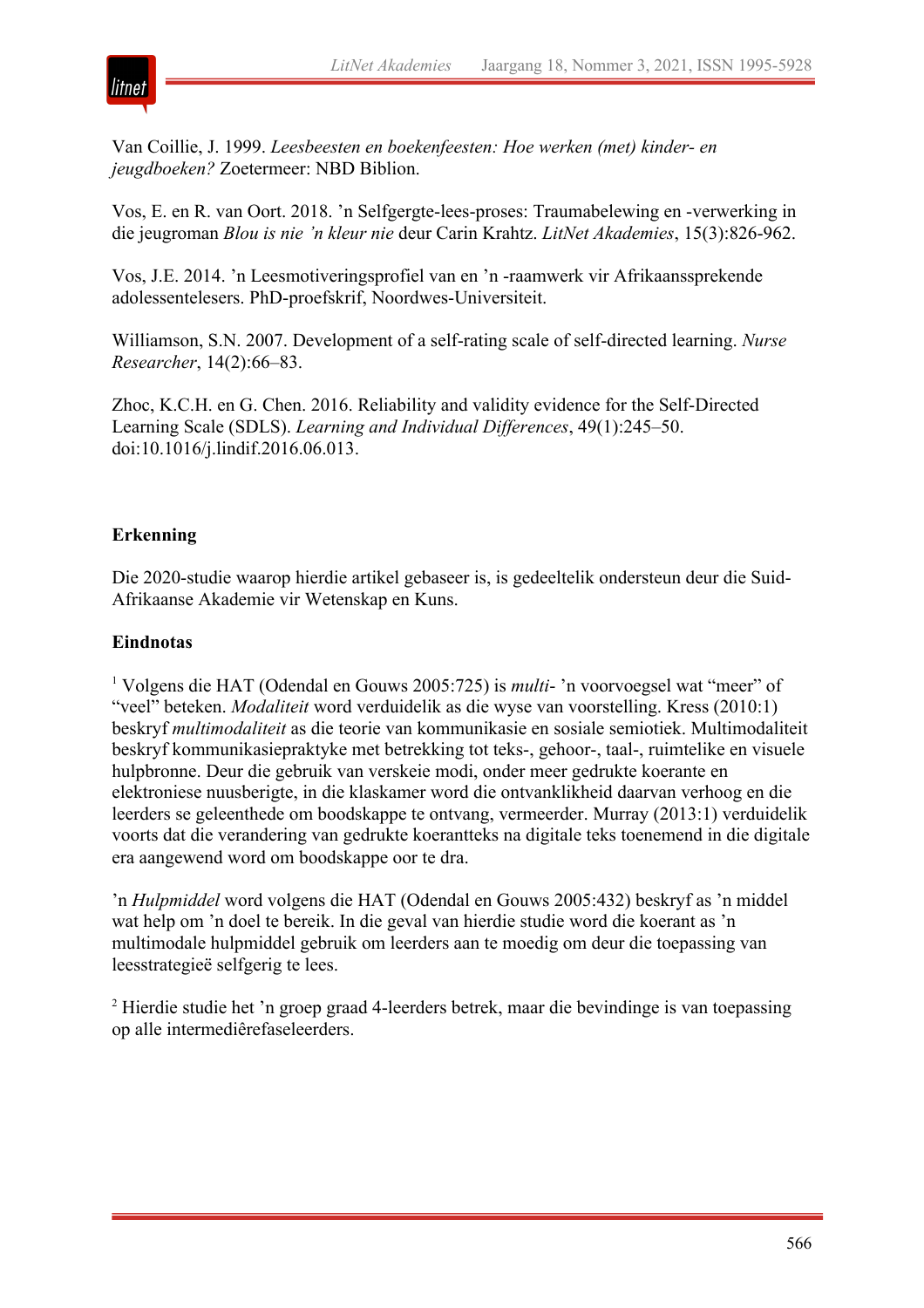Van Coillie, J. 1999. *Leesbeesten en boekenfeesten: Hoe werken (met) kinder- en jeugdboeken?* Zoetermeer: NBD Biblion.

Vos, E. en R. van Oort. 2018. ’n Selfgergte-lees-proses: Traumabelewing en -verwerking in die jeugroman *Blou is nie ’n kleur nie* deur Carin Krahtz. *LitNet Akademies*, 15(3):826-962.

Vos, J.E. 2014. ’n Leesmotiveringsprofiel van en ’n -raamwerk vir Afrikaanssprekende adolessentelesers. PhD-proefskrif, Noordwes-Universiteit.

Williamson, S.N. 2007. Development of a self-rating scale of self-directed learning. *Nurse Researcher*, 14(2):66–83.

Zhoc, K.C.H. en G. Chen. 2016. Reliability and validity evidence for the Self-Directed Learning Scale (SDLS). *Learning and Individual Differences*, 49(1):245–50. doi:10.1016/j.lindif.2016.06.013.

**Erkenning**

Die 2020-studie waarop hierdie artikel gebaseer is, is gedeeltelik ondersteun deur die Suid-Afrikaanse Akademie vir Wetenskap en Kuns.

**Eindnotas**

[1] Volgens die HAT (Odendal en Gouws 2005:725) is *multi*- ’n voorvoegsel wat “meer” of “veel” beteken. *Modaliteit* word verduidelik as die wyse van voorstelling. Kress (2010:1) beskryf *multimodaliteit* as die teorie van kommunikasie en sosiale semiotiek. Multimodaliteit beskryf kommunikasiepraktyke met betrekking tot teks-, gehoor-, taal-, ruimtelike en visuele hulpbronne. Deur die gebruik van verskeie modi, onder meer gedrukte koerante en elektroniese nuusberigte, in die klaskamer word die ontvanklikheid daarvan verhoog en die leerders se geleenthede om boodskappe te ontvang, vermeerder. Murray (2013:1) verduidelik voorts dat die verandering van gedrukte koerantteks na digitale teks toenemend in die digitale era aangewend word om boodskappe oor te dra.

’n *Hulpmiddel* word volgens die HAT (Odendal en Gouws 2005:432) beskryf as ’n middel wat help om ’n doel te bereik. In die geval van hierdie studie word die koerant as ’n multimodale hulpmiddel gebruik om leerders aan te moedig om deur die toepassing van leesstrategieë selfgerig te lees.

[2] Hierdie studie het ’n groep graad 4-leerders betrek, maar die bevindinge is van toepassing op alle intermediêrefaseleerders.